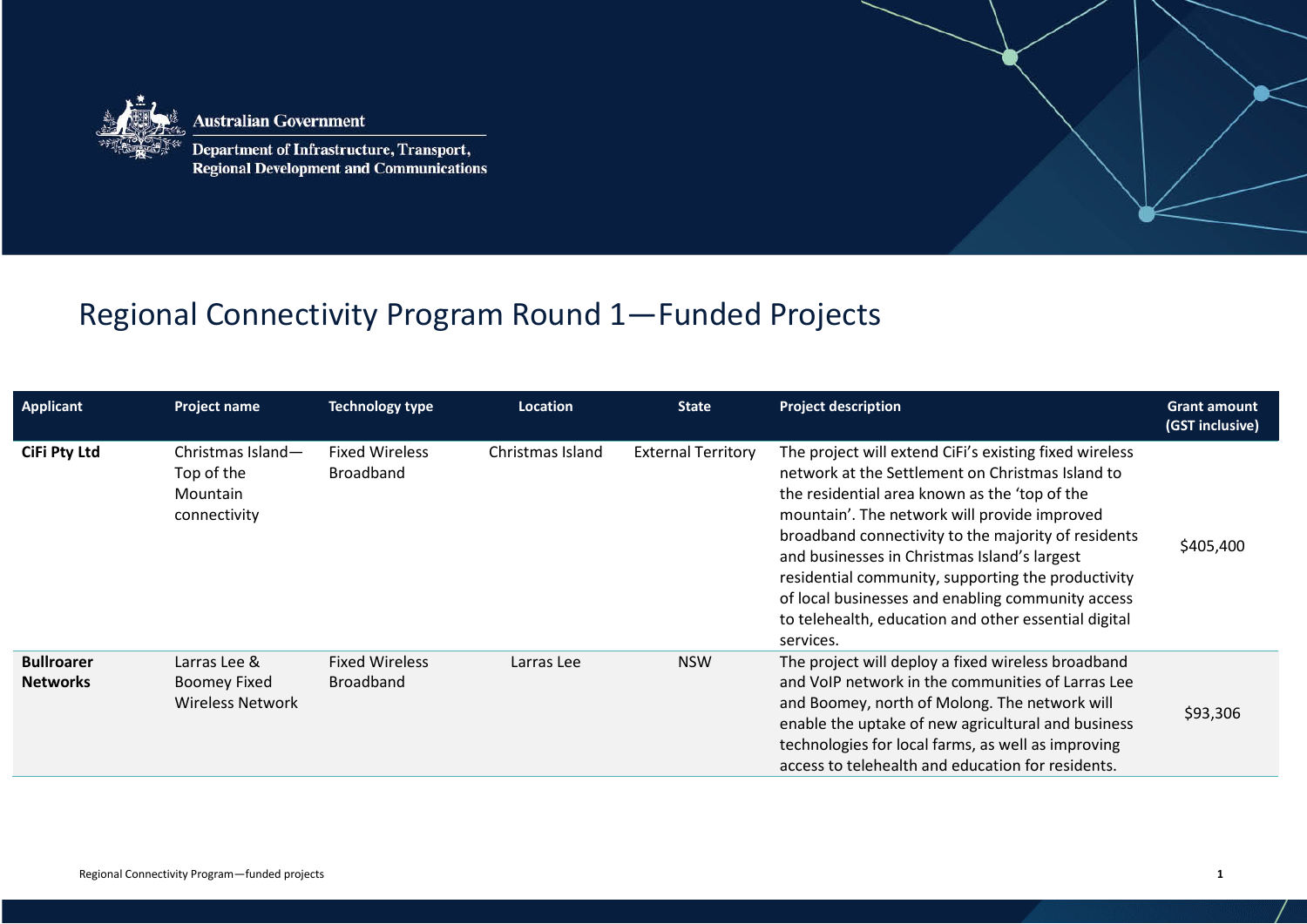Australian Government

Department of Infrastructure, Transport, Regional Development and Communications

# Regional Connectivity Program Round 1—Funded Projects

| Applicant | Project name | Technology type | Location | State | Project description | Grant amount (GST inclusive) |
|---|---|---|---|---|---|---|
| **CiFi Pty Ltd** | Christmas Island—Top of the Mountain connectivity | Fixed Wireless Broadband | Christmas Island | External Territory | The project will extend CiFi's existing fixed wireless network at the Settlement on Christmas Island to the residential area known as the 'top of the mountain'. The network will provide improved broadband connectivity to the majority of residents and businesses in Christmas Island's largest residential community, supporting the productivity of local businesses and enabling community access to telehealth, education and other essential digital services. | $405,400 |
| **Bullroarer Networks** | Larras Lee & Boomey Fixed Wireless Network | Fixed Wireless Broadband | Larras Lee | NSW | The project will deploy a fixed wireless broadband and VoIP network in the communities of Larras Lee and Boomey, north of Molong. The network will enable the uptake of new agricultural and business technologies for local farms, as well as improving access to telehealth and education for residents. | $93,306 |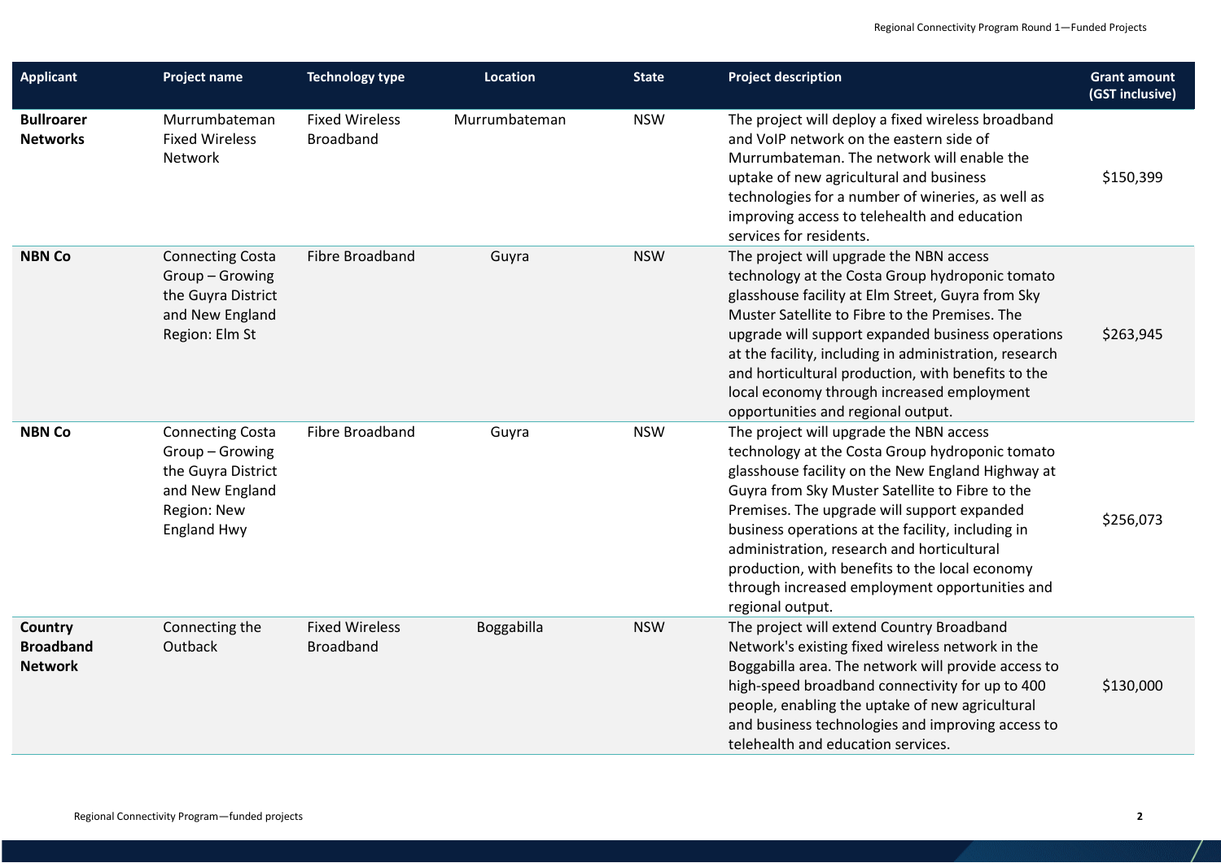| Applicant | Project name | Technology type | Location | State | Project description | Grant amount (GST inclusive) |
|---|---|---|---|---|---|---|
| **Bullroarer Networks** | Murrumbateman Fixed Wireless Network | Fixed Wireless Broadband | Murrumbateman | NSW | The project will deploy a fixed wireless broadband and VoIP network on the eastern side of Murrumbateman. The network will enable the uptake of new agricultural and business technologies for a number of wineries, as well as improving access to telehealth and education services for residents. | $150,399 |
| **NBN Co** | Connecting Costa Group – Growing the Guyra District and New England Region: Elm St | Fibre Broadband | Guyra | NSW | The project will upgrade the NBN access technology at the Costa Group hydroponic tomato glasshouse facility at Elm Street, Guyra from Sky Muster Satellite to Fibre to the Premises. The upgrade will support expanded business operations at the facility, including in administration, research and horticultural production, with benefits to the local economy through increased employment opportunities and regional output. | $263,945 |
| **NBN Co** | Connecting Costa Group – Growing the Guyra District and New England Region: New England Hwy | Fibre Broadband | Guyra | NSW | The project will upgrade the NBN access technology at the Costa Group hydroponic tomato glasshouse facility on the New England Highway at Guyra from Sky Muster Satellite to Fibre to the Premises. The upgrade will support expanded business operations at the facility, including in administration, research and horticultural production, with benefits to the local economy through increased employment opportunities and regional output. | $256,073 |
| **Country Broadband Network** | Connecting the Outback | Fixed Wireless Broadband | Boggabilla | NSW | The project will extend Country Broadband Network's existing fixed wireless network in the Boggabilla area. The network will provide access to high-speed broadband connectivity for up to 400 people, enabling the uptake of new agricultural and business technologies and improving access to telehealth and education services. | $130,000 |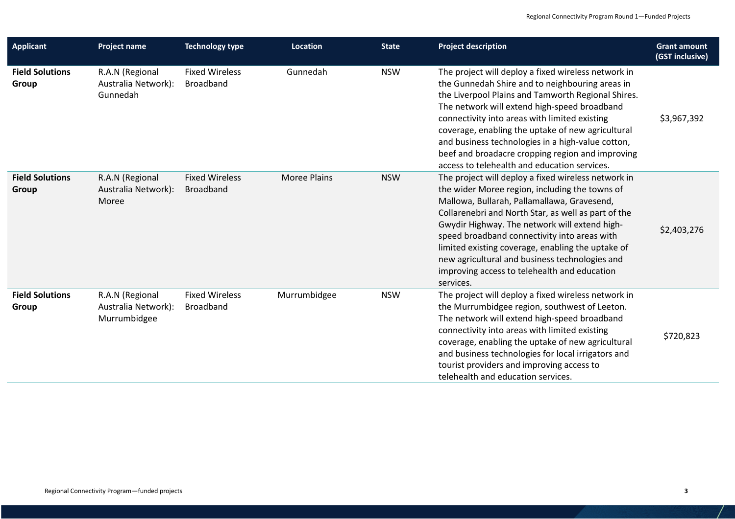| Applicant | Project name | Technology type | Location | State | Project description | Grant amount (GST inclusive) |
|---|---|---|---|---|---|---|
| **Field Solutions Group** | R.A.N (Regional Australia Network): Gunnedah | Fixed Wireless Broadband | Gunnedah | NSW | The project will deploy a fixed wireless network in the Gunnedah Shire and to neighbouring areas in the Liverpool Plains and Tamworth Regional Shires. The network will extend high-speed broadband connectivity into areas with limited existing coverage, enabling the uptake of new agricultural and business technologies in a high-value cotton, beef and broadacre cropping region and improving access to telehealth and education services. | $3,967,392 |
| **Field Solutions Group** | R.A.N (Regional Australia Network): Moree | Fixed Wireless Broadband | Moree Plains | NSW | The project will deploy a fixed wireless network in the wider Moree region, including the towns of Mallowa, Bullarah, Pallamallawa, Gravesend, Collarenebri and North Star, as well as part of the Gwydir Highway. The network will extend high-speed broadband connectivity into areas with limited existing coverage, enabling the uptake of new agricultural and business technologies and improving access to telehealth and education services. | $2,403,276 |
| **Field Solutions Group** | R.A.N (Regional Australia Network): Murrumbidgee | Fixed Wireless Broadband | Murrumbidgee | NSW | The project will deploy a fixed wireless network in the Murrumbidgee region, southwest of Leeton. The network will extend high-speed broadband connectivity into areas with limited existing coverage, enabling the uptake of new agricultural and business technologies for local irrigators and tourist providers and improving access to telehealth and education services. | $720,823 |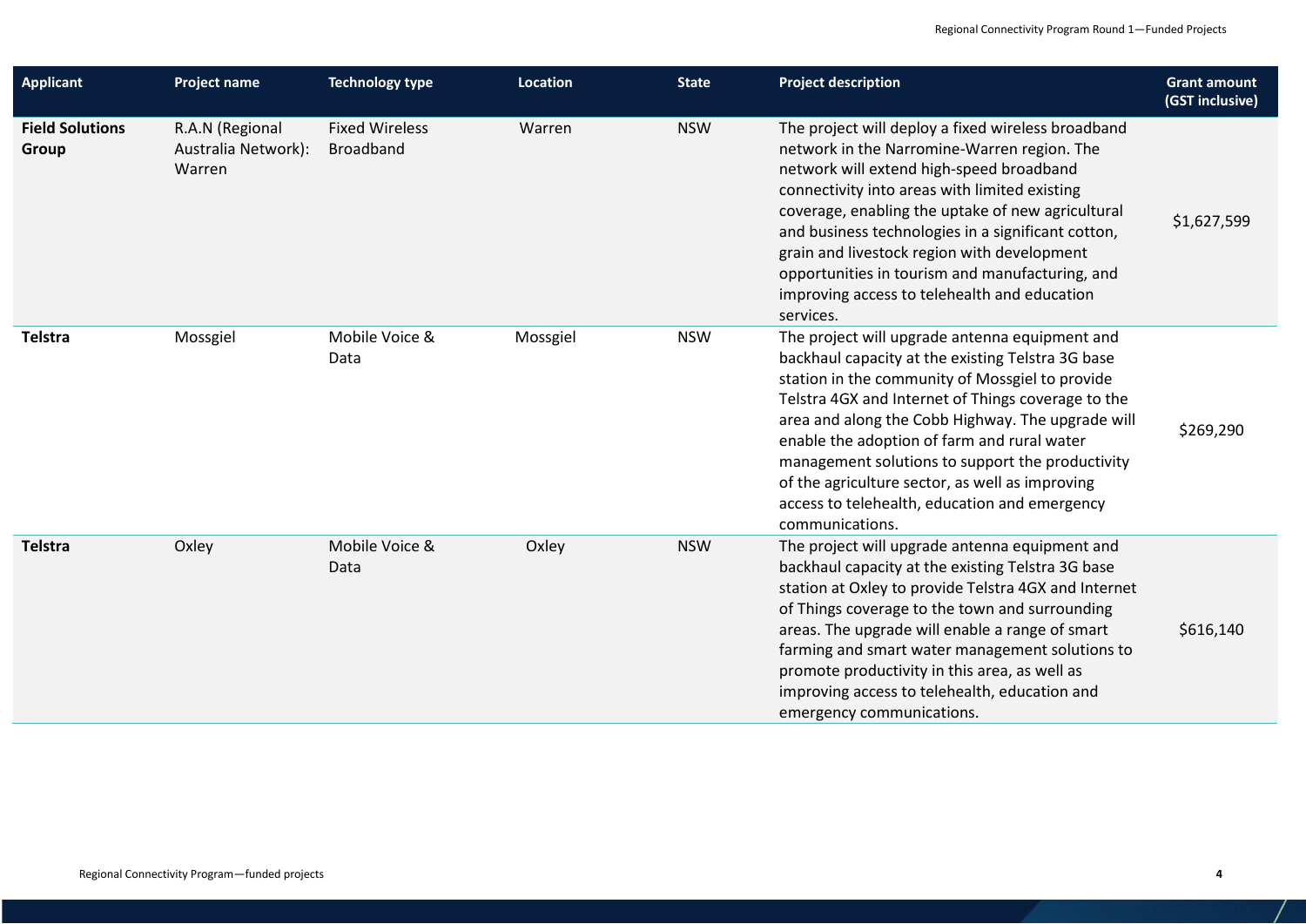| Applicant | Project name | Technology type | Location | State | Project description | Grant amount (GST inclusive) |
|---|---|---|---|---|---|---|
| **Field Solutions Group** | R.A.N (Regional Australia Network): Warren | Fixed Wireless Broadband | Warren | NSW | The project will deploy a fixed wireless broadband network in the Narromine-Warren region. The network will extend high-speed broadband connectivity into areas with limited existing coverage, enabling the uptake of new agricultural and business technologies in a significant cotton, grain and livestock region with development opportunities in tourism and manufacturing, and improving access to telehealth and education services. | $1,627,599 |
| **Telstra** | Mossgiel | Mobile Voice & Data | Mossgiel | NSW | The project will upgrade antenna equipment and backhaul capacity at the existing Telstra 3G base station in the community of Mossgiel to provide Telstra 4GX and Internet of Things coverage to the area and along the Cobb Highway. The upgrade will enable the adoption of farm and rural water management solutions to support the productivity of the agriculture sector, as well as improving access to telehealth, education and emergency communications. | $269,290 |
| **Telstra** | Oxley | Mobile Voice & Data | Oxley | NSW | The project will upgrade antenna equipment and backhaul capacity at the existing Telstra 3G base station at Oxley to provide Telstra 4GX and Internet of Things coverage to the town and surrounding areas. The upgrade will enable a range of smart farming and smart water management solutions to promote productivity in this area, as well as improving access to telehealth, education and emergency communications. | $616,140 |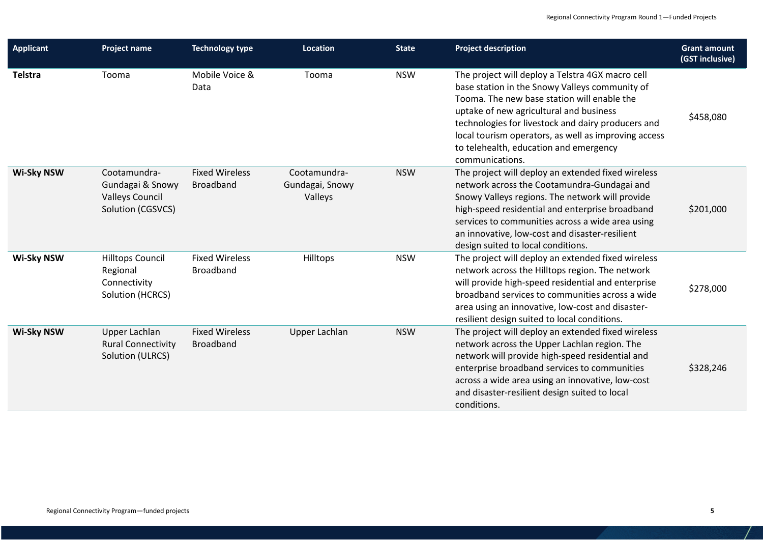| Applicant | Project name | Technology type | Location | State | Project description | Grant amount (GST inclusive) |
|---|---|---|---|---|---|---|
| **Telstra** | Tooma | Mobile Voice & Data | Tooma | NSW | The project will deploy a Telstra 4GX macro cell base station in the Snowy Valleys community of Tooma. The new base station will enable the uptake of new agricultural and business technologies for livestock and dairy producers and local tourism operators, as well as improving access to telehealth, education and emergency communications. | $458,080 |
| **Wi-Sky NSW** | Cootamundra-Gundagai & Snowy Valleys Council Solution (CGSVCS) | Fixed Wireless Broadband | Cootamundra-Gundagai, Snowy Valleys | NSW | The project will deploy an extended fixed wireless network across the Cootamundra-Gundagai and Snowy Valleys regions. The network will provide high-speed residential and enterprise broadband services to communities across a wide area using an innovative, low-cost and disaster-resilient design suited to local conditions. | $201,000 |
| **Wi-Sky NSW** | Hilltops Council Regional Connectivity Solution (HCRCS) | Fixed Wireless Broadband | Hilltops | NSW | The project will deploy an extended fixed wireless network across the Hilltops region. The network will provide high-speed residential and enterprise broadband services to communities across a wide area using an innovative, low-cost and disaster-resilient design suited to local conditions. | $278,000 |
| **Wi-Sky NSW** | Upper Lachlan Rural Connectivity Solution (ULRCS) | Fixed Wireless Broadband | Upper Lachlan | NSW | The project will deploy an extended fixed wireless network across the Upper Lachlan region. The network will provide high-speed residential and enterprise broadband services to communities across a wide area using an innovative, low-cost and disaster-resilient design suited to local conditions. | $328,246 |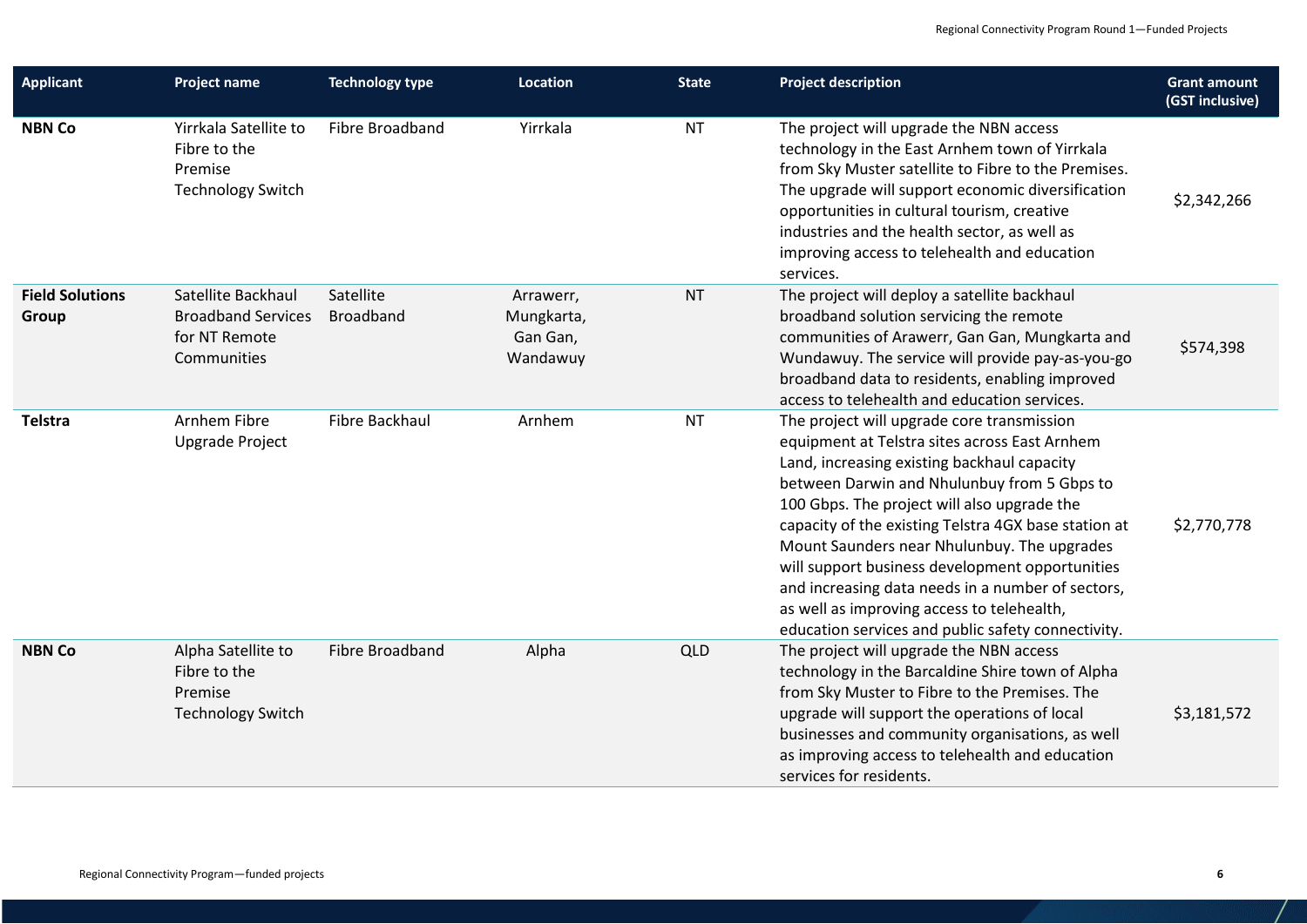| Applicant | Project name | Technology type | Location | State | Project description | Grant amount (GST inclusive) |
|---|---|---|---|---|---|---|
| **NBN Co** | Yirrkala Satellite to Fibre to the Premise Technology Switch | Fibre Broadband | Yirrkala | NT | The project will upgrade the NBN access technology in the East Arnhem town of Yirrkala from Sky Muster satellite to Fibre to the Premises. The upgrade will support economic diversification opportunities in cultural tourism, creative industries and the health sector, as well as improving access to telehealth and education services. | $2,342,266 |
| **Field Solutions Group** | Satellite Backhaul Broadband Services for NT Remote Communities | Satellite Broadband | Arrawerr, Mungkarta, Gan Gan, Wandawuy | NT | The project will deploy a satellite backhaul broadband solution servicing the remote communities of Arawerr, Gan Gan, Mungkarta and Wundawuy. The service will provide pay-as-you-go broadband data to residents, enabling improved access to telehealth and education services. | $574,398 |
| **Telstra** | Arnhem Fibre Upgrade Project | Fibre Backhaul | Arnhem | NT | The project will upgrade core transmission equipment at Telstra sites across East Arnhem Land, increasing existing backhaul capacity between Darwin and Nhulunbuy from 5 Gbps to 100 Gbps. The project will also upgrade the capacity of the existing Telstra 4GX base station at Mount Saunders near Nhulunbuy. The upgrades will support business development opportunities and increasing data needs in a number of sectors, as well as improving access to telehealth, education services and public safety connectivity. | $2,770,778 |
| **NBN Co** | Alpha Satellite to Fibre to the Premise Technology Switch | Fibre Broadband | Alpha | QLD | The project will upgrade the NBN access technology in the Barcaldine Shire town of Alpha from Sky Muster to Fibre to the Premises. The upgrade will support the operations of local businesses and community organisations, as well as improving access to telehealth and education services for residents. | $3,181,572 |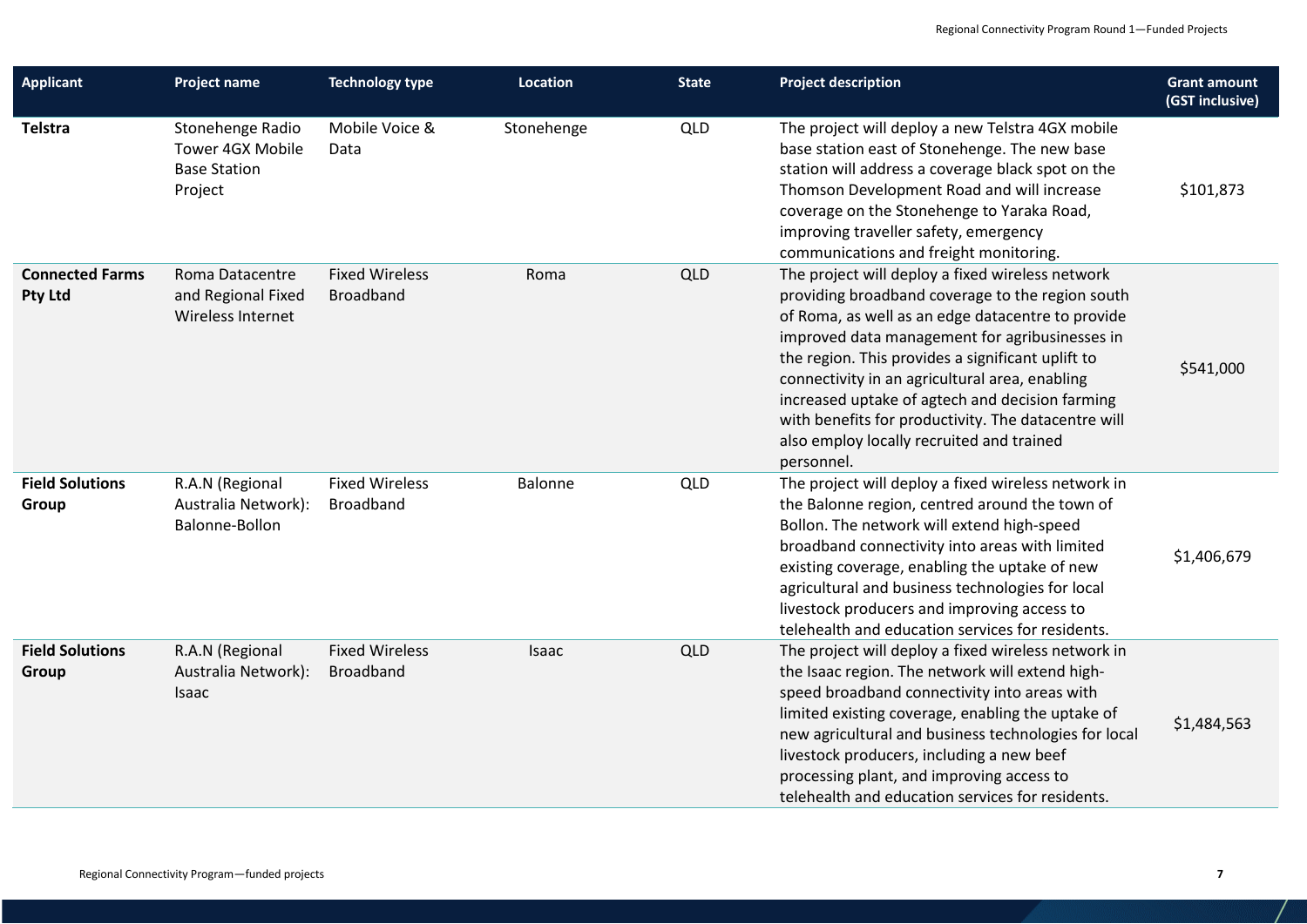| Applicant | Project name | Technology type | Location | State | Project description | Grant amount (GST inclusive) |
|---|---|---|---|---|---|---|
| **Telstra** | Stonehenge Radio Tower 4GX Mobile Base Station Project | Mobile Voice & Data | Stonehenge | QLD | The project will deploy a new Telstra 4GX mobile base station east of Stonehenge. The new base station will address a coverage black spot on the Thomson Development Road and will increase coverage on the Stonehenge to Yaraka Road, improving traveller safety, emergency communications and freight monitoring. | $101,873 |
| **Connected Farms Pty Ltd** | Roma Datacentre and Regional Fixed Wireless Internet | Fixed Wireless Broadband | Roma | QLD | The project will deploy a fixed wireless network providing broadband coverage to the region south of Roma, as well as an edge datacentre to provide improved data management for agribusinesses in the region. This provides a significant uplift to connectivity in an agricultural area, enabling increased uptake of agtech and decision farming with benefits for productivity. The datacentre will also employ locally recruited and trained personnel. | $541,000 |
| **Field Solutions Group** | R.A.N (Regional Australia Network): Balonne-Bollon | Fixed Wireless Broadband | Balonne | QLD | The project will deploy a fixed wireless network in the Balonne region, centred around the town of Bollon. The network will extend high-speed broadband connectivity into areas with limited existing coverage, enabling the uptake of new agricultural and business technologies for local livestock producers and improving access to telehealth and education services for residents. | $1,406,679 |
| **Field Solutions Group** | R.A.N (Regional Australia Network): Isaac | Fixed Wireless Broadband | Isaac | QLD | The project will deploy a fixed wireless network in the Isaac region. The network will extend high-speed broadband connectivity into areas with limited existing coverage, enabling the uptake of new agricultural and business technologies for local livestock producers, including a new beef processing plant, and improving access to telehealth and education services for residents. | $1,484,563 |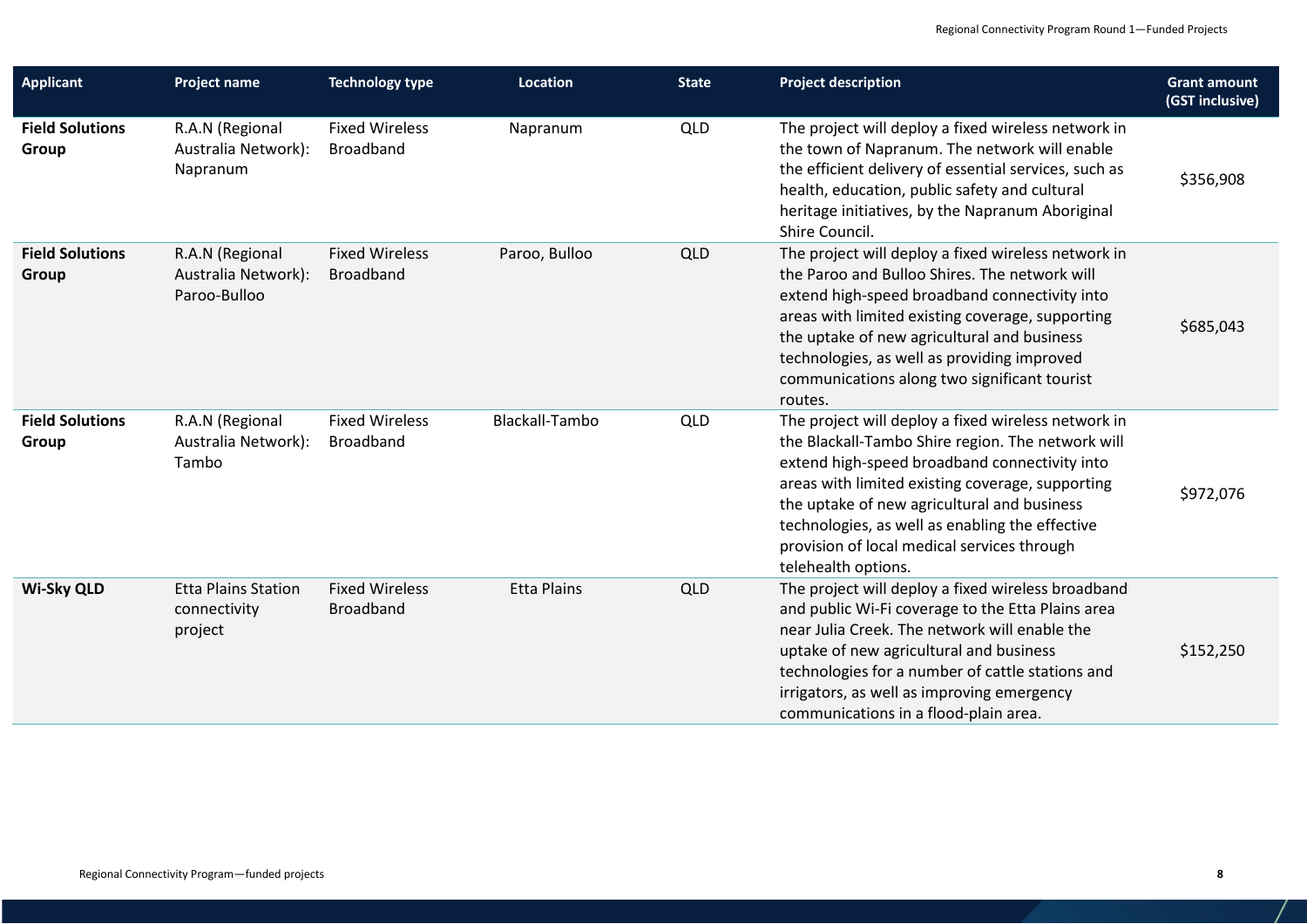| Applicant | Project name | Technology type | Location | State | Project description | Grant amount (GST inclusive) |
|---|---|---|---|---|---|---|
| **Field Solutions Group** | R.A.N (Regional Australia Network): Napranum | Fixed Wireless Broadband | Napranum | QLD | The project will deploy a fixed wireless network in the town of Napranum. The network will enable the efficient delivery of essential services, such as health, education, public safety and cultural heritage initiatives, by the Napranum Aboriginal Shire Council. | $356,908 |
| **Field Solutions Group** | R.A.N (Regional Australia Network): Paroo-Bulloo | Fixed Wireless Broadband | Paroo, Bulloo | QLD | The project will deploy a fixed wireless network in the Paroo and Bulloo Shires. The network will extend high-speed broadband connectivity into areas with limited existing coverage, supporting the uptake of new agricultural and business technologies, as well as providing improved communications along two significant tourist routes. | $685,043 |
| **Field Solutions Group** | R.A.N (Regional Australia Network): Tambo | Fixed Wireless Broadband | Blackall-Tambo | QLD | The project will deploy a fixed wireless network in the Blackall-Tambo Shire region. The network will extend high-speed broadband connectivity into areas with limited existing coverage, supporting the uptake of new agricultural and business technologies, as well as enabling the effective provision of local medical services through telehealth options. | $972,076 |
| **Wi-Sky QLD** | Etta Plains Station connectivity project | Fixed Wireless Broadband | Etta Plains | QLD | The project will deploy a fixed wireless broadband and public Wi-Fi coverage to the Etta Plains area near Julia Creek. The network will enable the uptake of new agricultural and business technologies for a number of cattle stations and irrigators, as well as improving emergency communications in a flood-plain area. | $152,250 |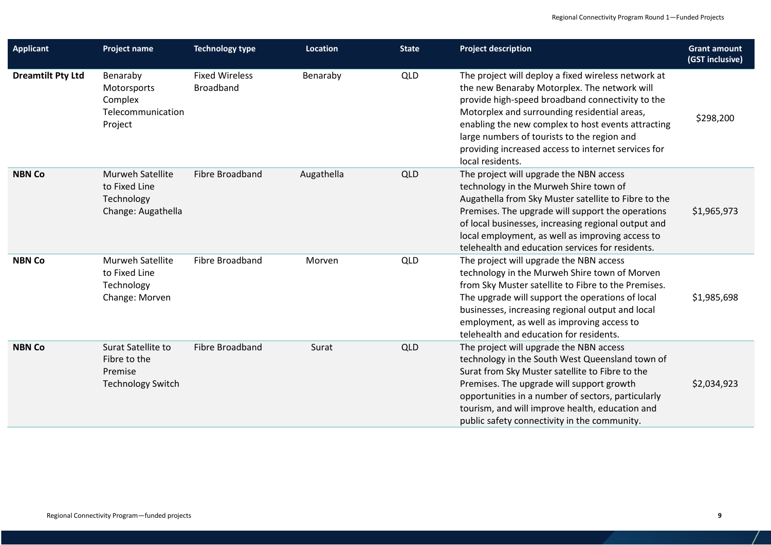| Applicant | Project name | Technology type | Location | State | Project description | Grant amount (GST inclusive) |
|---|---|---|---|---|---|---|
| **Dreamtilt Pty Ltd** | Benaraby Motorsports Complex Telecommunication Project | Fixed Wireless Broadband | Benaraby | QLD | The project will deploy a fixed wireless network at the new Benaraby Motorplex. The network will provide high-speed broadband connectivity to the Motorplex and surrounding residential areas, enabling the new complex to host events attracting large numbers of tourists to the region and providing increased access to internet services for local residents. | $298,200 |
| **NBN Co** | Murweh Satellite to Fixed Line Technology Change: Augathella | Fibre Broadband | Augathella | QLD | The project will upgrade the NBN access technology in the Murweh Shire town of Augathella from Sky Muster satellite to Fibre to the Premises. The upgrade will support the operations of local businesses, increasing regional output and local employment, as well as improving access to telehealth and education services for residents. | $1,965,973 |
| **NBN Co** | Murweh Satellite to Fixed Line Technology Change: Morven | Fibre Broadband | Morven | QLD | The project will upgrade the NBN access technology in the Murweh Shire town of Morven from Sky Muster satellite to Fibre to the Premises. The upgrade will support the operations of local businesses, increasing regional output and local employment, as well as improving access to telehealth and education for residents. | $1,985,698 |
| **NBN Co** | Surat Satellite to Fibre to the Premise Technology Switch | Fibre Broadband | Surat | QLD | The project will upgrade the NBN access technology in the South West Queensland town of Surat from Sky Muster satellite to Fibre to the Premises. The upgrade will support growth opportunities in a number of sectors, particularly tourism, and will improve health, education and public safety connectivity in the community. | $2,034,923 |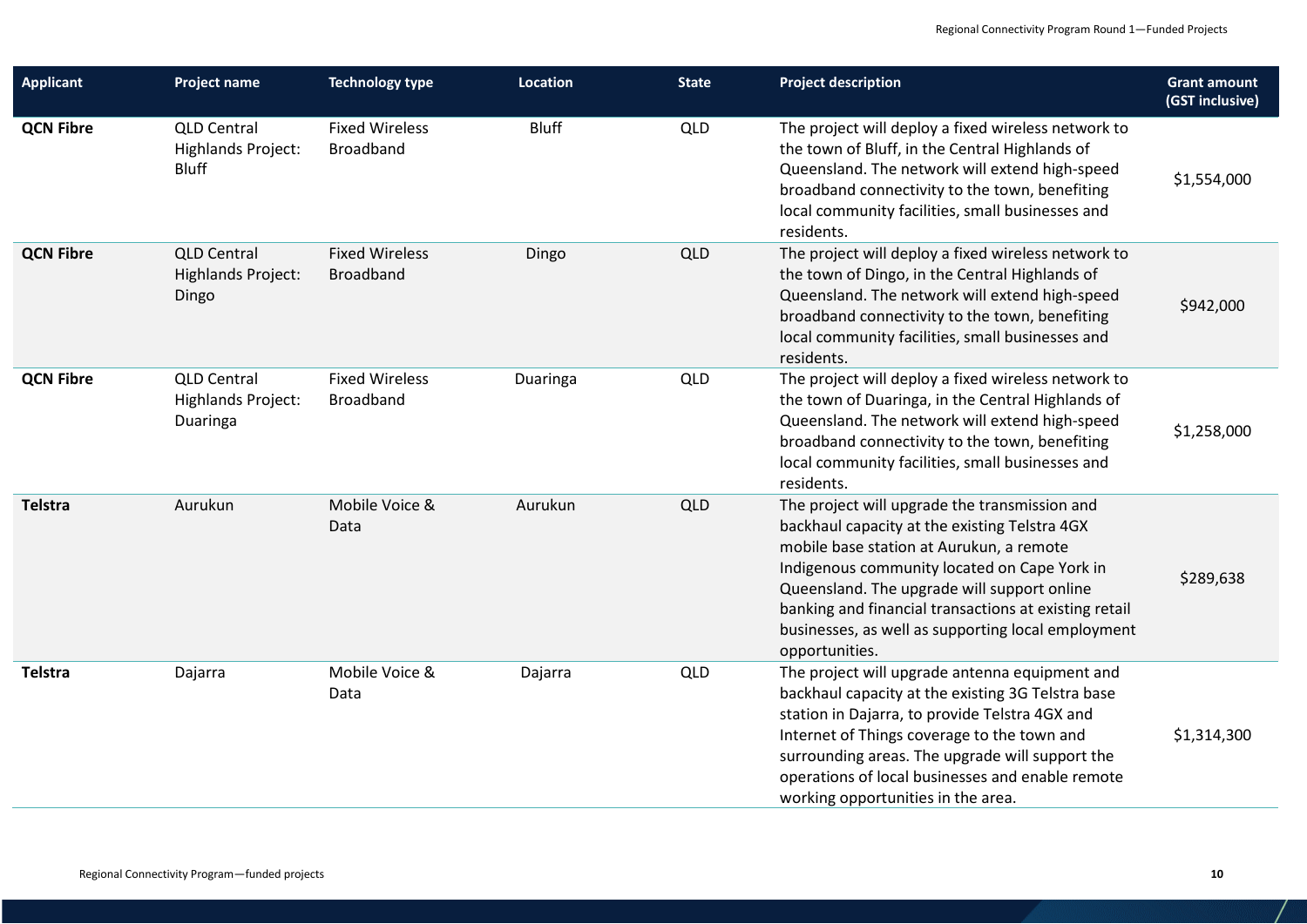| Applicant | Project name | Technology type | Location | State | Project description | Grant amount (GST inclusive) |
|---|---|---|---|---|---|---|
| **QCN Fibre** | QLD Central Highlands Project: Bluff | Fixed Wireless Broadband | Bluff | QLD | The project will deploy a fixed wireless network to the town of Bluff, in the Central Highlands of Queensland. The network will extend high-speed broadband connectivity to the town, benefiting local community facilities, small businesses and residents. | $1,554,000 |
| **QCN Fibre** | QLD Central Highlands Project: Dingo | Fixed Wireless Broadband | Dingo | QLD | The project will deploy a fixed wireless network to the town of Dingo, in the Central Highlands of Queensland. The network will extend high-speed broadband connectivity to the town, benefiting local community facilities, small businesses and residents. | $942,000 |
| **QCN Fibre** | QLD Central Highlands Project: Duaringa | Fixed Wireless Broadband | Duaringa | QLD | The project will deploy a fixed wireless network to the town of Duaringa, in the Central Highlands of Queensland. The network will extend high-speed broadband connectivity to the town, benefiting local community facilities, small businesses and residents. | $1,258,000 |
| **Telstra** | Aurukun | Mobile Voice & Data | Aurukun | QLD | The project will upgrade the transmission and backhaul capacity at the existing Telstra 4GX mobile base station at Aurukun, a remote Indigenous community located on Cape York in Queensland. The upgrade will support online banking and financial transactions at existing retail businesses, as well as supporting local employment opportunities. | $289,638 |
| **Telstra** | Dajarra | Mobile Voice & Data | Dajarra | QLD | The project will upgrade antenna equipment and backhaul capacity at the existing 3G Telstra base station in Dajarra, to provide Telstra 4GX and Internet of Things coverage to the town and surrounding areas. The upgrade will support the operations of local businesses and enable remote working opportunities in the area. | $1,314,300 |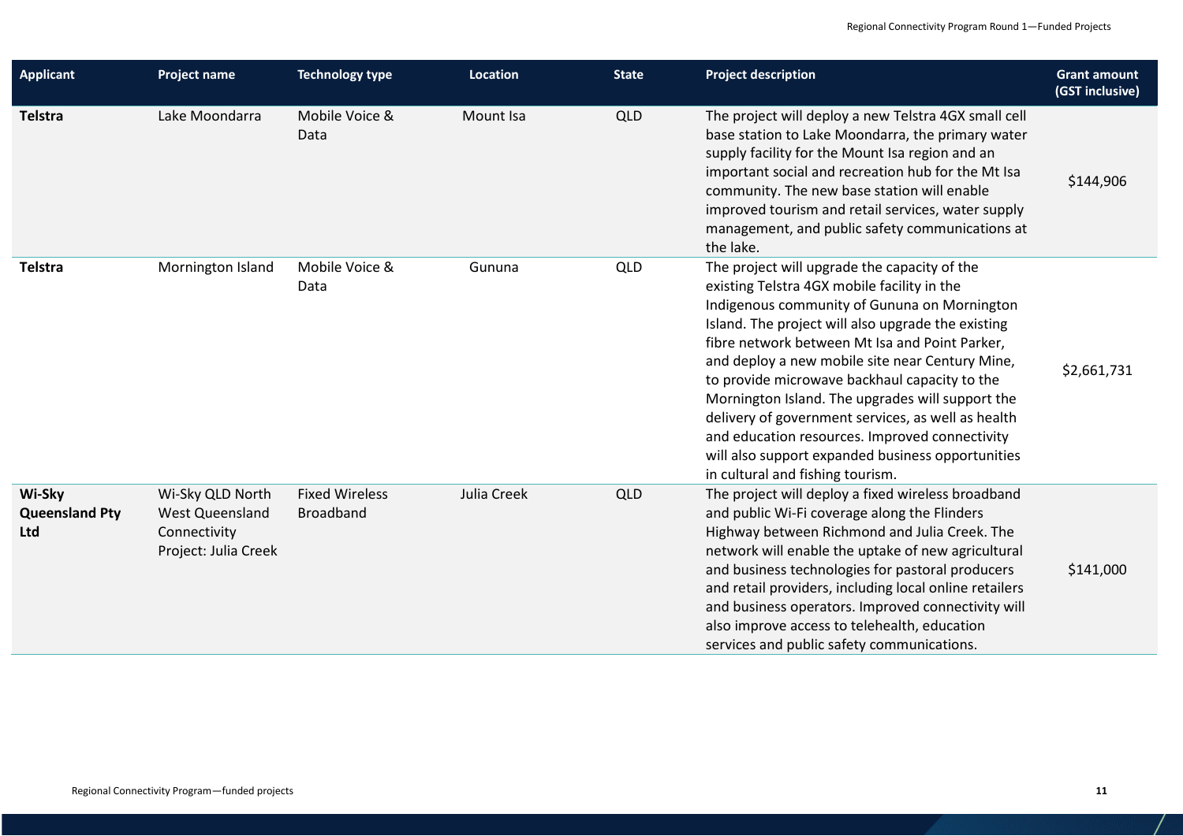| Applicant | Project name | Technology type | Location | State | Project description | Grant amount (GST inclusive) |
|---|---|---|---|---|---|---|
| **Telstra** | Lake Moondarra | Mobile Voice & Data | Mount Isa | QLD | The project will deploy a new Telstra 4GX small cell base station to Lake Moondarra, the primary water supply facility for the Mount Isa region and an important social and recreation hub for the Mt Isa community. The new base station will enable improved tourism and retail services, water supply management, and public safety communications at the lake. | $144,906 |
| **Telstra** | Mornington Island | Mobile Voice & Data | Gununa | QLD | The project will upgrade the capacity of the existing Telstra 4GX mobile facility in the Indigenous community of Gununa on Mornington Island. The project will also upgrade the existing fibre network between Mt Isa and Point Parker, and deploy a new mobile site near Century Mine, to provide microwave backhaul capacity to the Mornington Island. The upgrades will support the delivery of government services, as well as health and education resources. Improved connectivity will also support expanded business opportunities in cultural and fishing tourism. | $2,661,731 |
| **Wi-Sky Queensland Pty Ltd** | Wi-Sky QLD North West Queensland Connectivity Project: Julia Creek | Fixed Wireless Broadband | Julia Creek | QLD | The project will deploy a fixed wireless broadband and public Wi-Fi coverage along the Flinders Highway between Richmond and Julia Creek. The network will enable the uptake of new agricultural and business technologies for pastoral producers and retail providers, including local online retailers and business operators. Improved connectivity will also improve access to telehealth, education services and public safety communications. | $141,000 |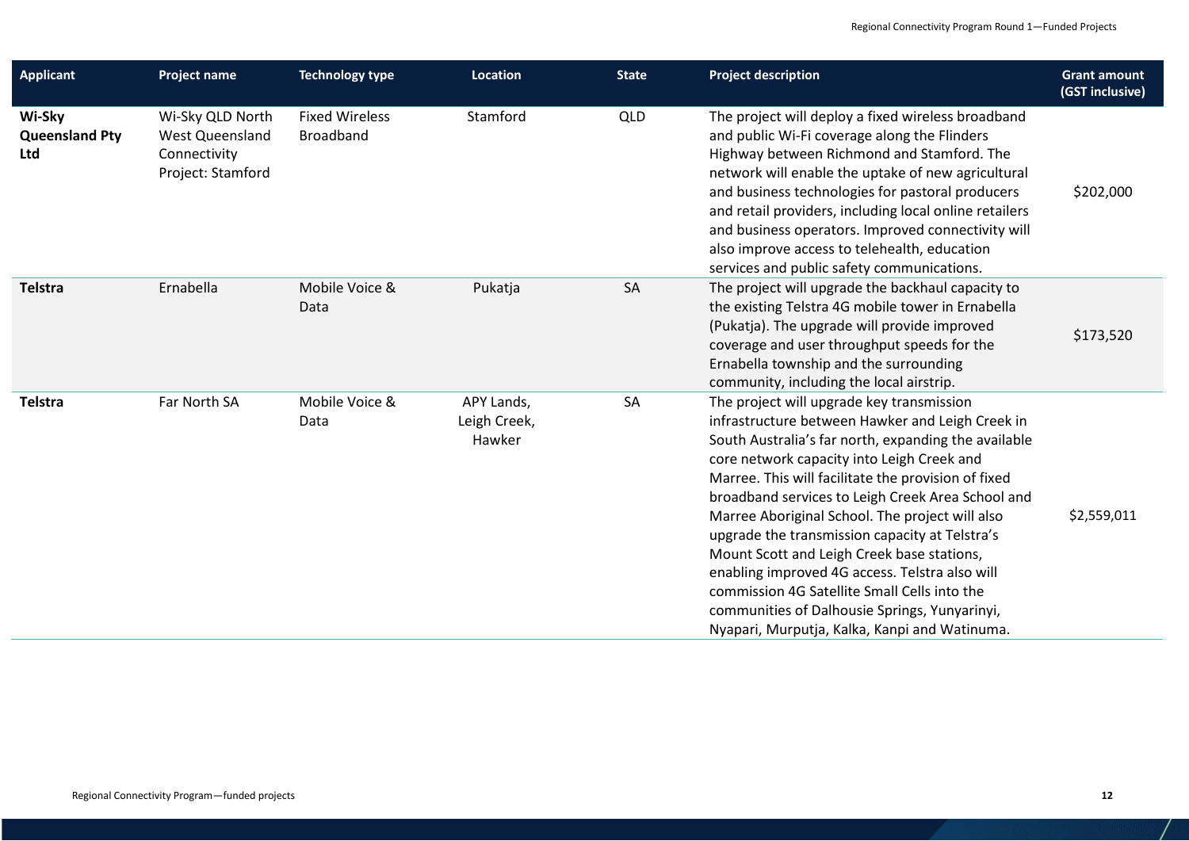| Applicant | Project name | Technology type | Location | State | Project description | Grant amount (GST inclusive) |
|---|---|---|---|---|---|---|
| **Wi-Sky Queensland Pty Ltd** | Wi-Sky QLD North West Queensland Connectivity Project: Stamford | Fixed Wireless Broadband | Stamford | QLD | The project will deploy a fixed wireless broadband and public Wi-Fi coverage along the Flinders Highway between Richmond and Stamford. The network will enable the uptake of new agricultural and business technologies for pastoral producers and retail providers, including local online retailers and business operators. Improved connectivity will also improve access to telehealth, education services and public safety communications. | $202,000 |
| **Telstra** | Ernabella | Mobile Voice & Data | Pukatja | SA | The project will upgrade the backhaul capacity to the existing Telstra 4G mobile tower in Ernabella (Pukatja). The upgrade will provide improved coverage and user throughput speeds for the Ernabella township and the surrounding community, including the local airstrip. | $173,520 |
| **Telstra** | Far North SA | Mobile Voice & Data | APY Lands, Leigh Creek, Hawker | SA | The project will upgrade key transmission infrastructure between Hawker and Leigh Creek in South Australia's far north, expanding the available core network capacity into Leigh Creek and Marree. This will facilitate the provision of fixed broadband services to Leigh Creek Area School and Marree Aboriginal School. The project will also upgrade the transmission capacity at Telstra's Mount Scott and Leigh Creek base stations, enabling improved 4G access. Telstra also will commission 4G Satellite Small Cells into the communities of Dalhousie Springs, Yunyarinyi, Nyapari, Murputja, Kalka, Kanpi and Watinuma. | $2,559,011 |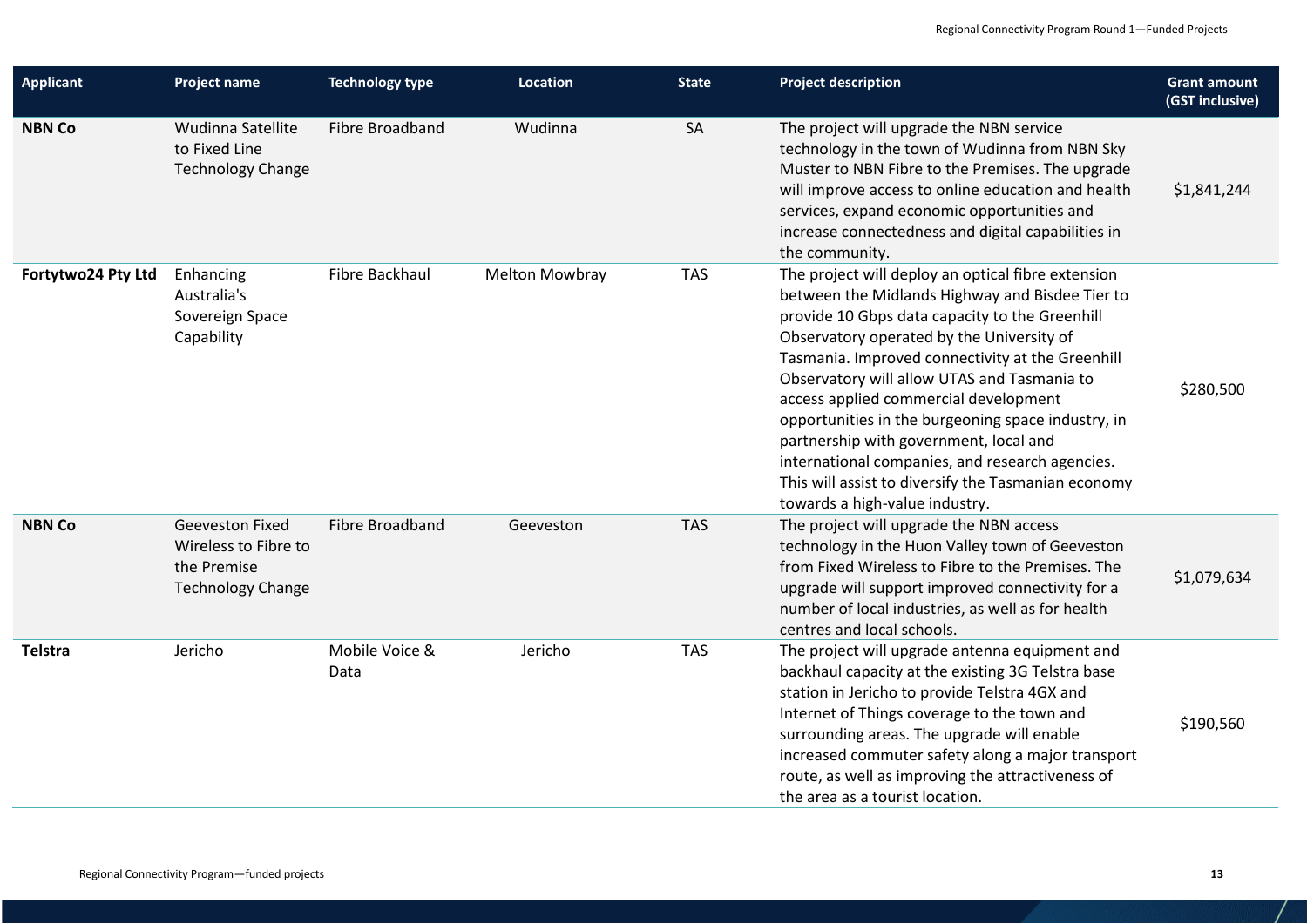| Applicant | Project name | Technology type | Location | State | Project description | Grant amount (GST inclusive) |
|---|---|---|---|---|---|---|
| **NBN Co** | Wudinna Satellite to Fixed Line Technology Change | Fibre Broadband | Wudinna | SA | The project will upgrade the NBN service technology in the town of Wudinna from NBN Sky Muster to NBN Fibre to the Premises. The upgrade will improve access to online education and health services, expand economic opportunities and increase connectedness and digital capabilities in the community. | $1,841,244 |
| **Fortytwo24 Pty Ltd** | Enhancing Australia's Sovereign Space Capability | Fibre Backhaul | Melton Mowbray | TAS | The project will deploy an optical fibre extension between the Midlands Highway and Bisdee Tier to provide 10 Gbps data capacity to the Greenhill Observatory operated by the University of Tasmania. Improved connectivity at the Greenhill Observatory will allow UTAS and Tasmania to access applied commercial development opportunities in the burgeoning space industry, in partnership with government, local and international companies, and research agencies. This will assist to diversify the Tasmanian economy towards a high-value industry. | $280,500 |
| **NBN Co** | Geeveston Fixed Wireless to Fibre to the Premise Technology Change | Fibre Broadband | Geeveston | TAS | The project will upgrade the NBN access technology in the Huon Valley town of Geeveston from Fixed Wireless to Fibre to the Premises. The upgrade will support improved connectivity for a number of local industries, as well as for health centres and local schools. | $1,079,634 |
| **Telstra** | Jericho | Mobile Voice & Data | Jericho | TAS | The project will upgrade antenna equipment and backhaul capacity at the existing 3G Telstra base station in Jericho to provide Telstra 4GX and Internet of Things coverage to the town and surrounding areas. The upgrade will enable increased commuter safety along a major transport route, as well as improving the attractiveness of the area as a tourist location. | $190,560 |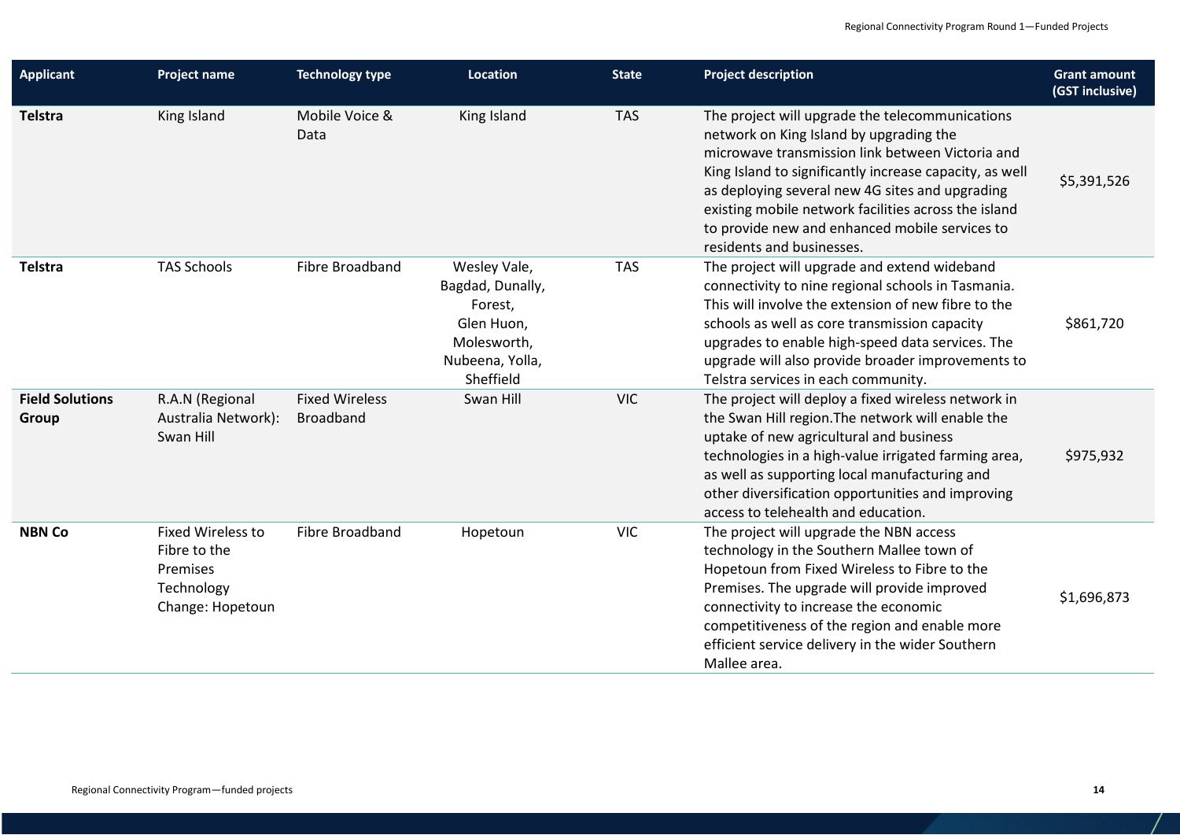| Applicant | Project name | Technology type | Location | State | Project description | Grant amount (GST inclusive) |
|---|---|---|---|---|---|---|
| **Telstra** | King Island | Mobile Voice & Data | King Island | TAS | The project will upgrade the telecommunications network on King Island by upgrading the microwave transmission link between Victoria and King Island to significantly increase capacity, as well as deploying several new 4G sites and upgrading existing mobile network facilities across the island to provide new and enhanced mobile services to residents and businesses. | $5,391,526 |
| **Telstra** | TAS Schools | Fibre Broadband | Wesley Vale, Bagdad, Dunally, Forest, Glen Huon, Molesworth, Nubeena, Yolla, Sheffield | TAS | The project will upgrade and extend wideband connectivity to nine regional schools in Tasmania. This will involve the extension of new fibre to the schools as well as core transmission capacity upgrades to enable high-speed data services. The upgrade will also provide broader improvements to Telstra services in each community. | $861,720 |
| **Field Solutions Group** | R.A.N (Regional Australia Network): Swan Hill | Fixed Wireless Broadband | Swan Hill | VIC | The project will deploy a fixed wireless network in the Swan Hill region.The network will enable the uptake of new agricultural and business technologies in a high-value irrigated farming area, as well as supporting local manufacturing and other diversification opportunities and improving access to telehealth and education. | $975,932 |
| **NBN Co** | Fixed Wireless to Fibre to the Premises Technology Change: Hopetoun | Fibre Broadband | Hopetoun | VIC | The project will upgrade the NBN access technology in the Southern Mallee town of Hopetoun from Fixed Wireless to Fibre to the Premises. The upgrade will provide improved connectivity to increase the economic competitiveness of the region and enable more efficient service delivery in the wider Southern Mallee area. | $1,696,873 |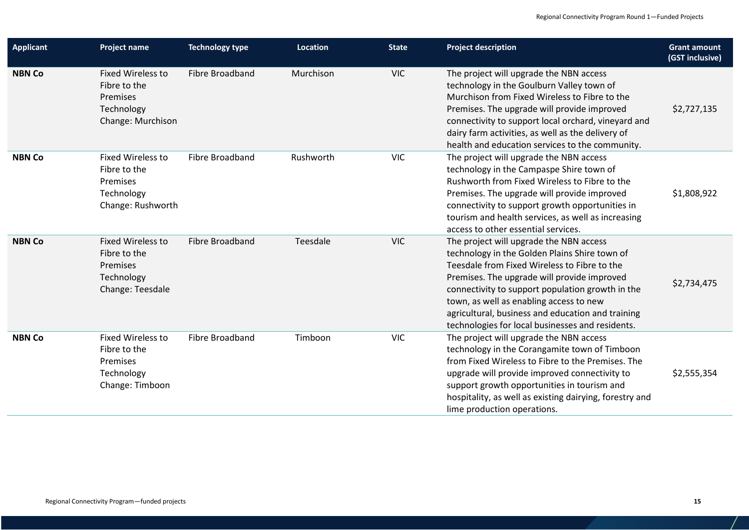| Applicant | Project name | Technology type | Location | State | Project description | Grant amount (GST inclusive) |
|---|---|---|---|---|---|---|
| **NBN Co** | Fixed Wireless to Fibre to the Premises Technology Change: Murchison | Fibre Broadband | Murchison | VIC | The project will upgrade the NBN access technology in the Goulburn Valley town of Murchison from Fixed Wireless to Fibre to the Premises. The upgrade will provide improved connectivity to support local orchard, vineyard and dairy farm activities, as well as the delivery of health and education services to the community. | $2,727,135 |
| **NBN Co** | Fixed Wireless to Fibre to the Premises Technology Change: Rushworth | Fibre Broadband | Rushworth | VIC | The project will upgrade the NBN access technology in the Campaspe Shire town of Rushworth from Fixed Wireless to Fibre to the Premises. The upgrade will provide improved connectivity to support growth opportunities in tourism and health services, as well as increasing access to other essential services. | $1,808,922 |
| **NBN Co** | Fixed Wireless to Fibre to the Premises Technology Change: Teesdale | Fibre Broadband | Teesdale | VIC | The project will upgrade the NBN access technology in the Golden Plains Shire town of Teesdale from Fixed Wireless to Fibre to the Premises. The upgrade will provide improved connectivity to support population growth in the town, as well as enabling access to new agricultural, business and education and training technologies for local businesses and residents. | $2,734,475 |
| **NBN Co** | Fixed Wireless to Fibre to the Premises Technology Change: Timboon | Fibre Broadband | Timboon | VIC | The project will upgrade the NBN access technology in the Corangamite town of Timboon from Fixed Wireless to Fibre to the Premises. The upgrade will provide improved connectivity to support growth opportunities in tourism and hospitality, as well as existing dairying, forestry and lime production operations. | $2,555,354 |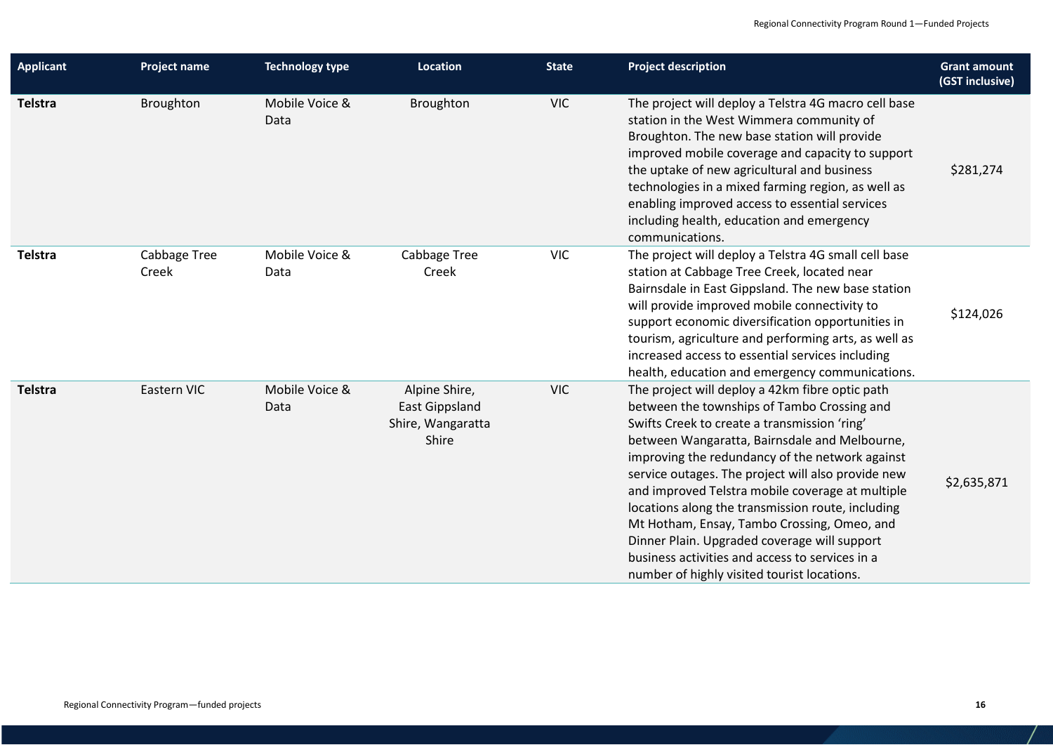| Applicant | Project name | Technology type | Location | State | Project description | Grant amount (GST inclusive) |
|---|---|---|---|---|---|---|
| **Telstra** | Broughton | Mobile Voice & Data | Broughton | VIC | The project will deploy a Telstra 4G macro cell base station in the West Wimmera community of Broughton. The new base station will provide improved mobile coverage and capacity to support the uptake of new agricultural and business technologies in a mixed farming region, as well as enabling improved access to essential services including health, education and emergency communications. | $281,274 |
| **Telstra** | Cabbage Tree Creek | Mobile Voice & Data | Cabbage Tree Creek | VIC | The project will deploy a Telstra 4G small cell base station at Cabbage Tree Creek, located near Bairnsdale in East Gippsland. The new base station will provide improved mobile connectivity to support economic diversification opportunities in tourism, agriculture and performing arts, as well as increased access to essential services including health, education and emergency communications. | $124,026 |
| **Telstra** | Eastern VIC | Mobile Voice & Data | Alpine Shire, East Gippsland Shire, Wangaratta Shire | VIC | The project will deploy a 42km fibre optic path between the townships of Tambo Crossing and Swifts Creek to create a transmission 'ring' between Wangaratta, Bairnsdale and Melbourne, improving the redundancy of the network against service outages. The project will also provide new and improved Telstra mobile coverage at multiple locations along the transmission route, including Mt Hotham, Ensay, Tambo Crossing, Omeo, and Dinner Plain. Upgraded coverage will support business activities and access to services in a number of highly visited tourist locations. | $2,635,871 |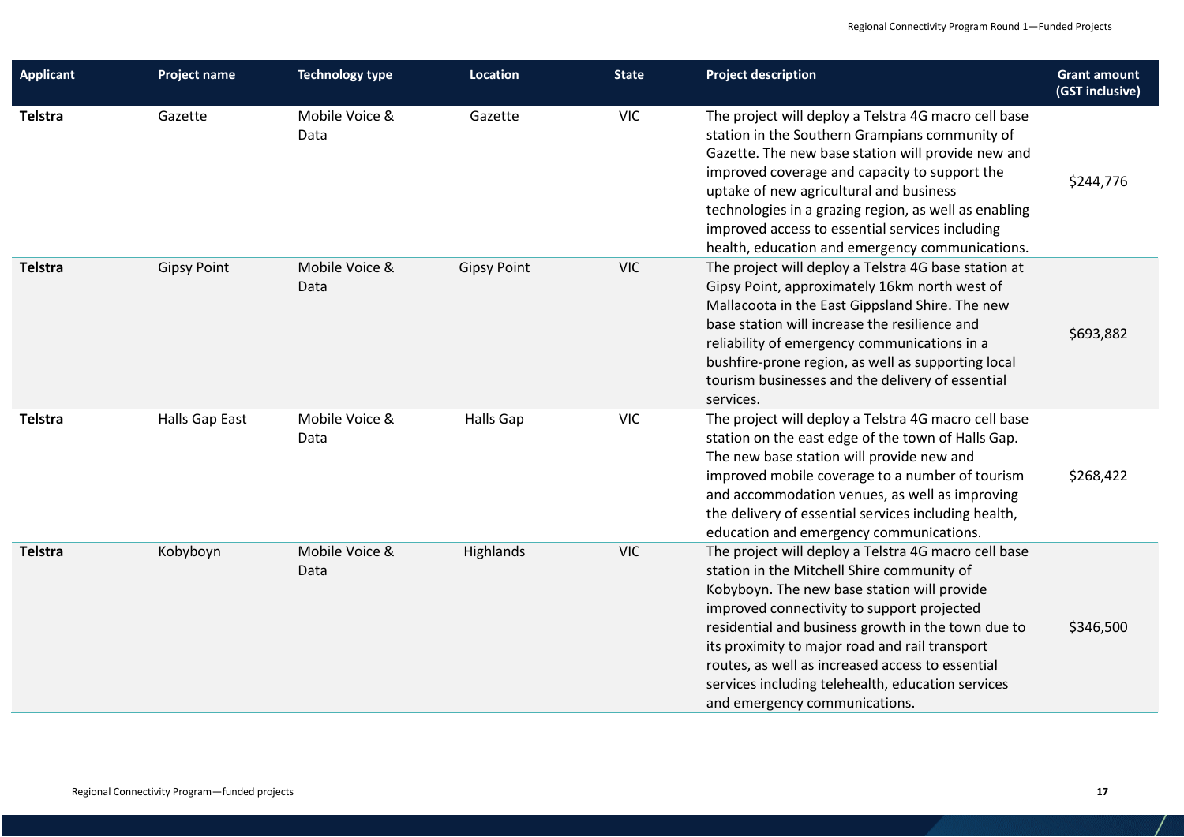| Applicant | Project name | Technology type | Location | State | Project description | Grant amount (GST inclusive) |
|---|---|---|---|---|---|---|
| **Telstra** | Gazette | Mobile Voice & Data | Gazette | VIC | The project will deploy a Telstra 4G macro cell base station in the Southern Grampians community of Gazette. The new base station will provide new and improved coverage and capacity to support the uptake of new agricultural and business technologies in a grazing region, as well as enabling improved access to essential services including health, education and emergency communications. | $244,776 |
| **Telstra** | Gipsy Point | Mobile Voice & Data | Gipsy Point | VIC | The project will deploy a Telstra 4G base station at Gipsy Point, approximately 16km north west of Mallacoota in the East Gippsland Shire. The new base station will increase the resilience and reliability of emergency communications in a bushfire-prone region, as well as supporting local tourism businesses and the delivery of essential services. | $693,882 |
| **Telstra** | Halls Gap East | Mobile Voice & Data | Halls Gap | VIC | The project will deploy a Telstra 4G macro cell base station on the east edge of the town of Halls Gap. The new base station will provide new and improved mobile coverage to a number of tourism and accommodation venues, as well as improving the delivery of essential services including health, education and emergency communications. | $268,422 |
| **Telstra** | Kobyboyn | Mobile Voice & Data | Highlands | VIC | The project will deploy a Telstra 4G macro cell base station in the Mitchell Shire community of Kobyboyn. The new base station will provide improved connectivity to support projected residential and business growth in the town due to its proximity to major road and rail transport routes, as well as increased access to essential services including telehealth, education services and emergency communications. | $346,500 |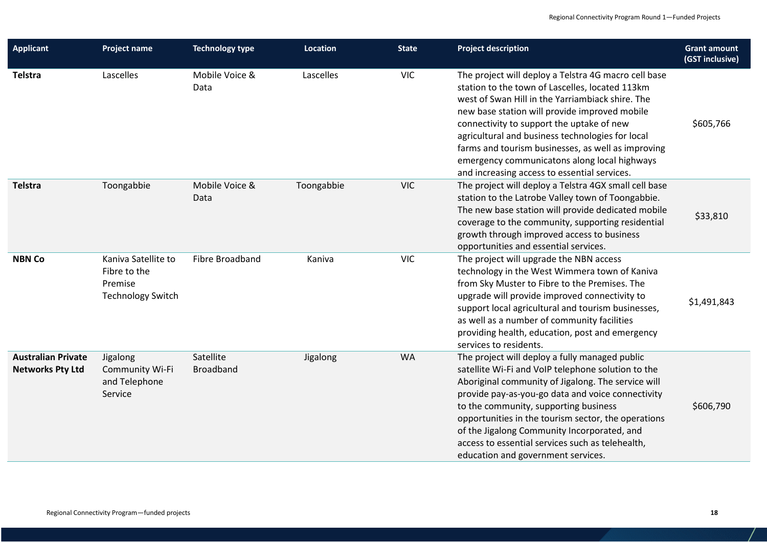| Applicant | Project name | Technology type | Location | State | Project description | Grant amount (GST inclusive) |
|---|---|---|---|---|---|---|
| **Telstra** | Lascelles | Mobile Voice & Data | Lascelles | VIC | The project will deploy a Telstra 4G macro cell base station to the town of Lascelles, located 113km west of Swan Hill in the Yarriambiack shire. The new base station will provide improved mobile connectivity to support the uptake of new agricultural and business technologies for local farms and tourism businesses, as well as improving emergency communicatons along local highways and increasing access to essential services. | $605,766 |
| **Telstra** | Toongabbie | Mobile Voice & Data | Toongabbie | VIC | The project will deploy a Telstra 4GX small cell base station to the Latrobe Valley town of Toongabbie. The new base station will provide dedicated mobile coverage to the community, supporting residential growth through improved access to business opportunities and essential services. | $33,810 |
| **NBN Co** | Kaniva Satellite to Fibre to the Premise Technology Switch | Fibre Broadband | Kaniva | VIC | The project will upgrade the NBN access technology in the West Wimmera town of Kaniva from Sky Muster to Fibre to the Premises. The upgrade will provide improved connectivity to support local agricultural and tourism businesses, as well as a number of community facilities providing health, education, post and emergency services to residents. | $1,491,843 |
| **Australian Private Networks Pty Ltd** | Jigalong Community Wi-Fi and Telephone Service | Satellite Broadband | Jigalong | WA | The project will deploy a fully managed public satellite Wi-Fi and VoIP telephone solution to the Aboriginal community of Jigalong. The service will provide pay-as-you-go data and voice connectivity to the community, supporting business opportunities in the tourism sector, the operations of the Jigalong Community Incorporated, and access to essential services such as telehealth, education and government services. | $606,790 |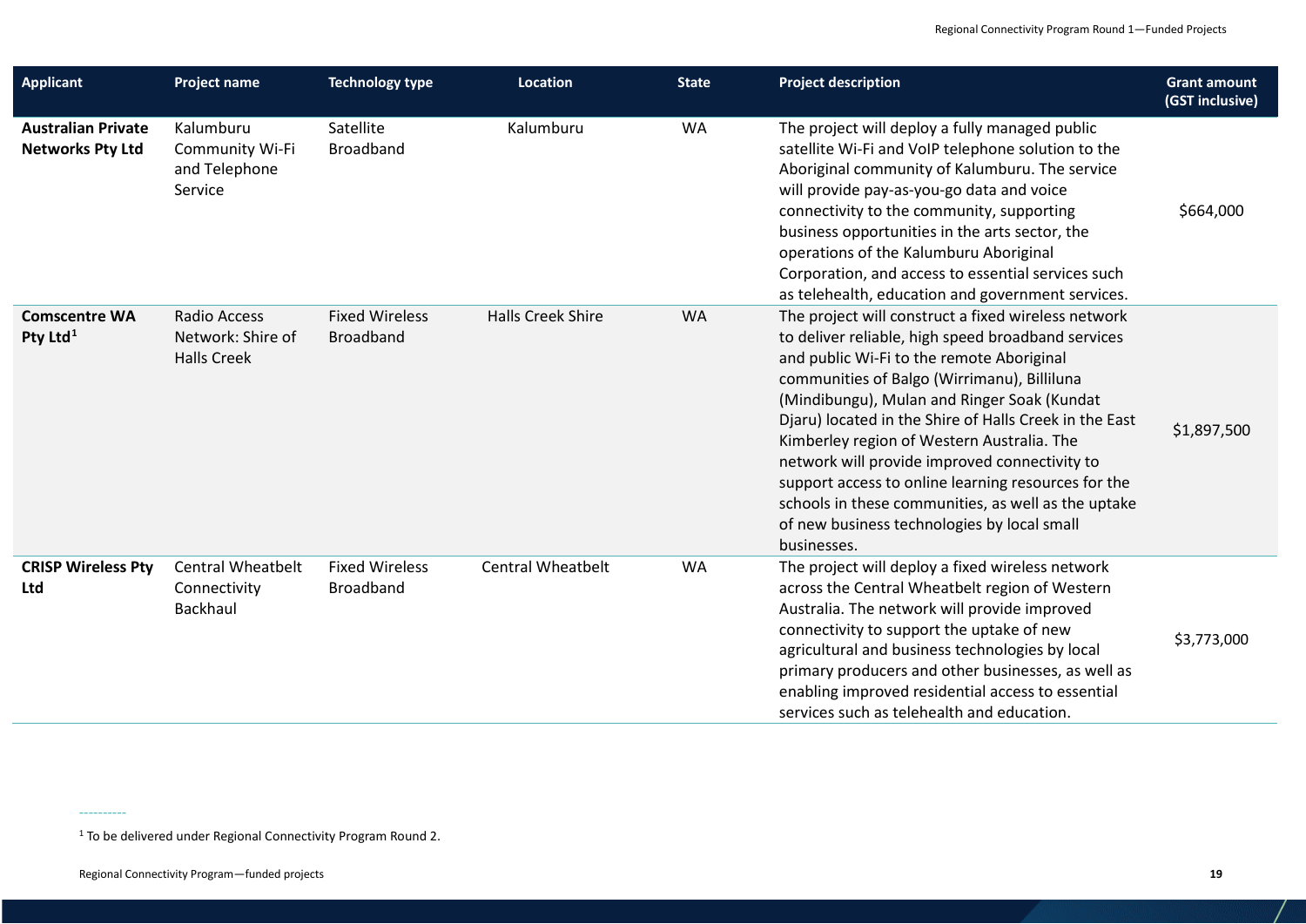| Applicant | Project name | Technology type | Location | State | Project description | Grant amount (GST inclusive) |
|---|---|---|---|---|---|---|
| **Australian Private Networks Pty Ltd** | Kalumburu Community Wi-Fi and Telephone Service | Satellite Broadband | Kalumburu | WA | The project will deploy a fully managed public satellite Wi-Fi and VoIP telephone solution to the Aboriginal community of Kalumburu. The service will provide pay-as-you-go data and voice connectivity to the community, supporting business opportunities in the arts sector, the operations of the Kalumburu Aboriginal Corporation, and access to essential services such as telehealth, education and government services. | $664,000 |
| **Comscentre WA Pty Ltd**[1] | Radio Access Network: Shire of Halls Creek | Fixed Wireless Broadband | Halls Creek Shire | WA | The project will construct a fixed wireless network to deliver reliable, high speed broadband services and public Wi-Fi to the remote Aboriginal communities of Balgo (Wirrimanu), Billiluna (Mindibungu), Mulan and Ringer Soak (Kundat Djaru) located in the Shire of Halls Creek in the East Kimberley region of Western Australia. The network will provide improved connectivity to support access to online learning resources for the schools in these communities, as well as the uptake of new business technologies by local small businesses. | $1,897,500 |
| **CRISP Wireless Pty Ltd** | Central Wheatbelt Connectivity Backhaul | Fixed Wireless Broadband | Central Wheatbelt | WA | The project will deploy a fixed wireless network across the Central Wheatbelt region of Western Australia. The network will provide improved connectivity to support the uptake of new agricultural and business technologies by local primary producers and other businesses, as well as enabling improved residential access to essential services such as telehealth and education. | $3,773,000 |

[1] To be delivered under Regional Connectivity Program Round 2.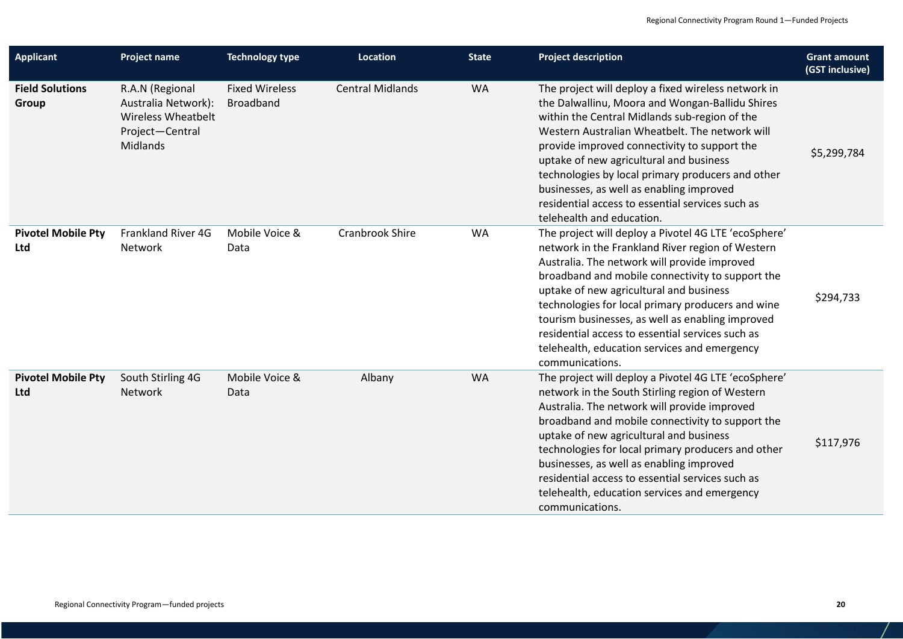| Applicant | Project name | Technology type | Location | State | Project description | Grant amount (GST inclusive) |
|---|---|---|---|---|---|---|
| **Field Solutions Group** | R.A.N (Regional Australia Network): Wireless Wheatbelt Project—Central Midlands | Fixed Wireless Broadband | Central Midlands | WA | The project will deploy a fixed wireless network in the Dalwallinu, Moora and Wongan-Ballidu Shires within the Central Midlands sub-region of the Western Australian Wheatbelt. The network will provide improved connectivity to support the uptake of new agricultural and business technologies by local primary producers and other businesses, as well as enabling improved residential access to essential services such as telehealth and education. | $5,299,784 |
| **Pivotel Mobile Pty Ltd** | Frankland River 4G Network | Mobile Voice & Data | Cranbrook Shire | WA | The project will deploy a Pivotel 4G LTE 'ecoSphere' network in the Frankland River region of Western Australia. The network will provide improved broadband and mobile connectivity to support the uptake of new agricultural and business technologies for local primary producers and wine tourism businesses, as well as enabling improved residential access to essential services such as telehealth, education services and emergency communications. | $294,733 |
| **Pivotel Mobile Pty Ltd** | South Stirling 4G Network | Mobile Voice & Data | Albany | WA | The project will deploy a Pivotel 4G LTE 'ecoSphere' network in the South Stirling region of Western Australia. The network will provide improved broadband and mobile connectivity to support the uptake of new agricultural and business technologies for local primary producers and other businesses, as well as enabling improved residential access to essential services such as telehealth, education services and emergency communications. | $117,976 |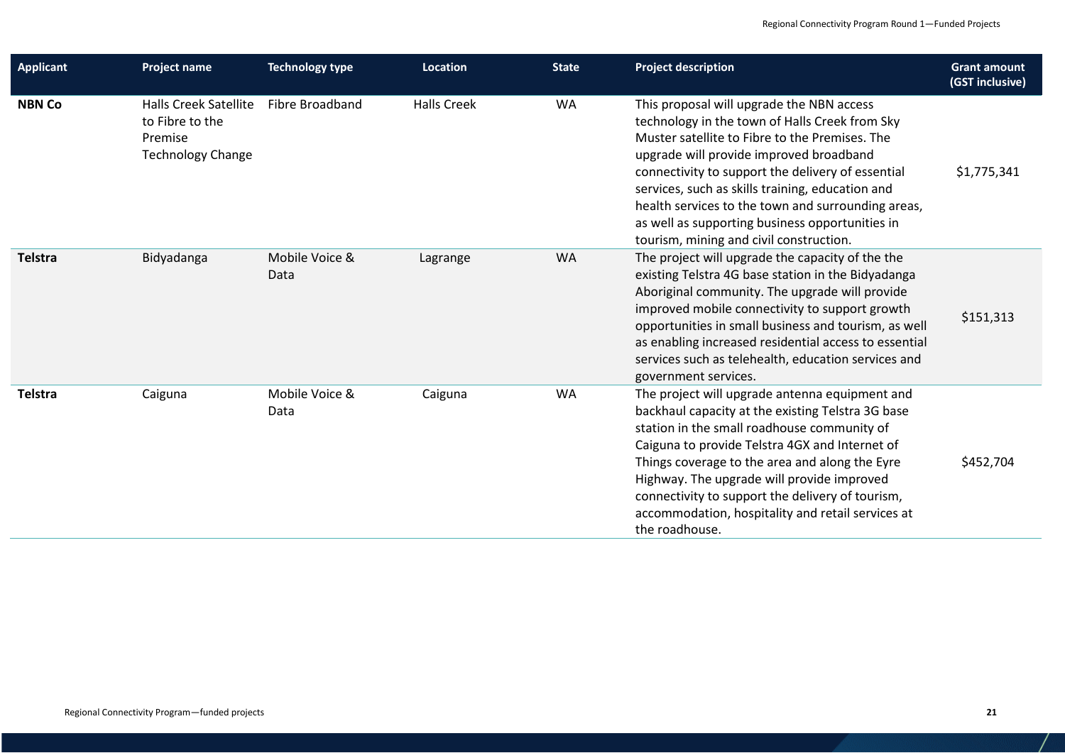| Applicant | Project name | Technology type | Location | State | Project description | Grant amount (GST inclusive) |
|---|---|---|---|---|---|---|
| **NBN Co** | Halls Creek Satellite to Fibre to the Premise Technology Change | Fibre Broadband | Halls Creek | WA | This proposal will upgrade the NBN access technology in the town of Halls Creek from Sky Muster satellite to Fibre to the Premises. The upgrade will provide improved broadband connectivity to support the delivery of essential services, such as skills training, education and health services to the town and surrounding areas, as well as supporting business opportunities in tourism, mining and civil construction. | $1,775,341 |
| **Telstra** | Bidyadanga | Mobile Voice & Data | Lagrange | WA | The project will upgrade the capacity of the the existing Telstra 4G base station in the Bidyadanga Aboriginal community. The upgrade will provide improved mobile connectivity to support growth opportunities in small business and tourism, as well as enabling increased residential access to essential services such as telehealth, education services and government services. | $151,313 |
| **Telstra** | Caiguna | Mobile Voice & Data | Caiguna | WA | The project will upgrade antenna equipment and backhaul capacity at the existing Telstra 3G base station in the small roadhouse community of Caiguna to provide Telstra 4GX and Internet of Things coverage to the area and along the Eyre Highway. The upgrade will provide improved connectivity to support the delivery of tourism, accommodation, hospitality and retail services at the roadhouse. | $452,704 |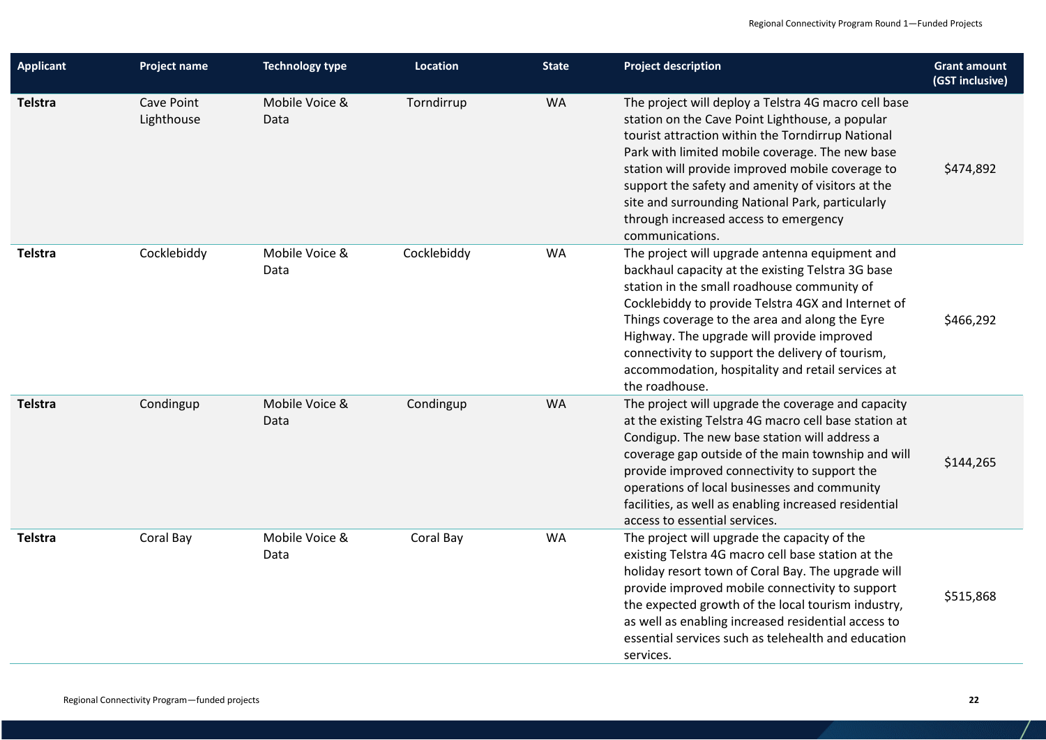| Applicant | Project name | Technology type | Location | State | Project description | Grant amount (GST inclusive) |
|---|---|---|---|---|---|---|
| **Telstra** | Cave Point Lighthouse | Mobile Voice & Data | Torndirrup | WA | The project will deploy a Telstra 4G macro cell base station on the Cave Point Lighthouse, a popular tourist attraction within the Torndirrup National Park with limited mobile coverage. The new base station will provide improved mobile coverage to support the safety and amenity of visitors at the site and surrounding National Park, particularly through increased access to emergency communications. | $474,892 |
| **Telstra** | Cocklebiddy | Mobile Voice & Data | Cocklebiddy | WA | The project will upgrade antenna equipment and backhaul capacity at the existing Telstra 3G base station in the small roadhouse community of Cocklebiddy to provide Telstra 4GX and Internet of Things coverage to the area and along the Eyre Highway. The upgrade will provide improved connectivity to support the delivery of tourism, accommodation, hospitality and retail services at the roadhouse. | $466,292 |
| **Telstra** | Condingup | Mobile Voice & Data | Condingup | WA | The project will upgrade the coverage and capacity at the existing Telstra 4G macro cell base station at Condigup. The new base station will address a coverage gap outside of the main township and will provide improved connectivity to support the operations of local businesses and community facilities, as well as enabling increased residential access to essential services. | $144,265 |
| **Telstra** | Coral Bay | Mobile Voice & Data | Coral Bay | WA | The project will upgrade the capacity of the existing Telstra 4G macro cell base station at the holiday resort town of Coral Bay. The upgrade will provide improved mobile connectivity to support the expected growth of the local tourism industry, as well as enabling increased residential access to essential services such as telehealth and education services. | $515,868 |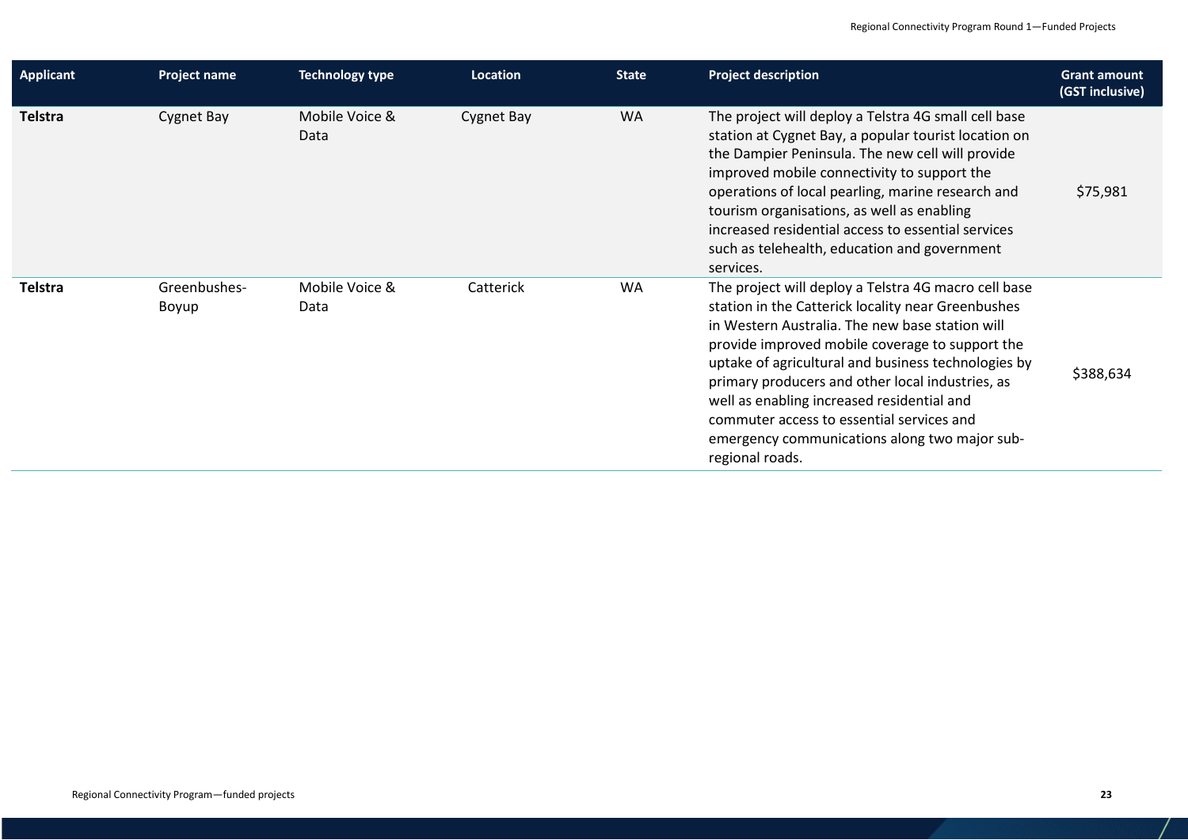| Applicant | Project name | Technology type | Location | State | Project description | Grant amount (GST inclusive) |
| --- | --- | --- | --- | --- | --- | --- |
| **Telstra** | Cygnet Bay | Mobile Voice & Data | Cygnet Bay | WA | The project will deploy a Telstra 4G small cell base station at Cygnet Bay, a popular tourist location on the Dampier Peninsula. The new cell will provide improved mobile connectivity to support the operations of local pearling, marine research and tourism organisations, as well as enabling increased residential access to essential services such as telehealth, education and government services. | $75,981 |
| **Telstra** | Greenbushes-Boyup | Mobile Voice & Data | Catterick | WA | The project will deploy a Telstra 4G macro cell base station in the Catterick locality near Greenbushes in Western Australia. The new base station will provide improved mobile coverage to support the uptake of agricultural and business technologies by primary producers and other local industries, as well as enabling increased residential and commuter access to essential services and emergency communications along two major sub-regional roads. | $388,634 |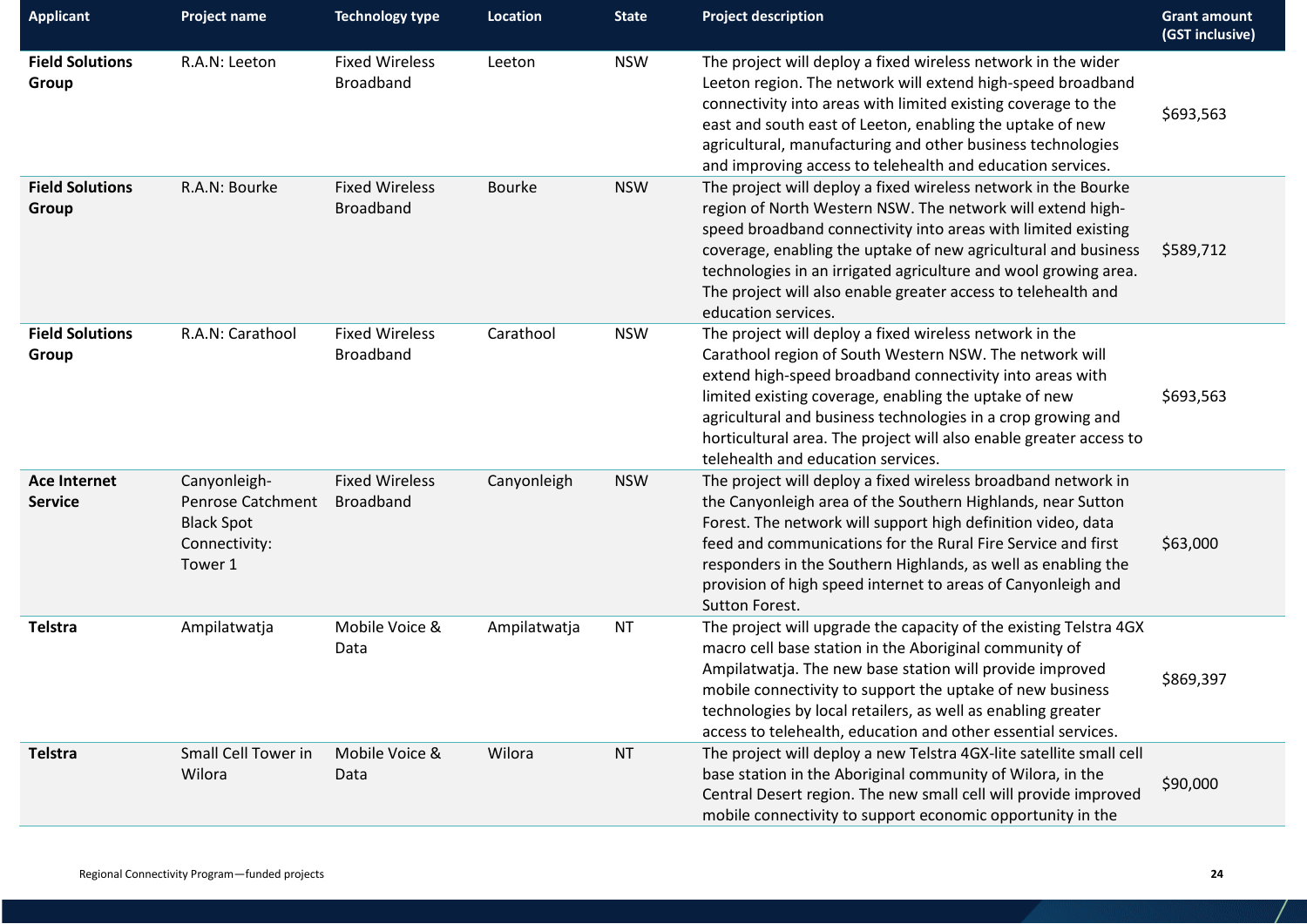| Applicant | Project name | Technology type | Location | State | Project description | Grant amount (GST inclusive) |
|---|---|---|---|---|---|---|
| **Field Solutions Group** | R.A.N: Leeton | Fixed Wireless Broadband | Leeton | NSW | The project will deploy a fixed wireless network in the wider Leeton region. The network will extend high-speed broadband connectivity into areas with limited existing coverage to the east and south east of Leeton, enabling the uptake of new agricultural, manufacturing and other business technologies and improving access to telehealth and education services. | $693,563 |
| **Field Solutions Group** | R.A.N: Bourke | Fixed Wireless Broadband | Bourke | NSW | The project will deploy a fixed wireless network in the Bourke region of North Western NSW. The network will extend high-speed broadband connectivity into areas with limited existing coverage, enabling the uptake of new agricultural and business technologies in an irrigated agriculture and wool growing area. The project will also enable greater access to telehealth and education services. | $589,712 |
| **Field Solutions Group** | R.A.N: Carathool | Fixed Wireless Broadband | Carathool | NSW | The project will deploy a fixed wireless network in the Carathool region of South Western NSW. The network will extend high-speed broadband connectivity into areas with limited existing coverage, enabling the uptake of new agricultural and business technologies in a crop growing and horticultural area. The project will also enable greater access to telehealth and education services. | $693,563 |
| **Ace Internet Service** | Canyonleigh-Penrose Catchment Black Spot Connectivity: Tower 1 | Fixed Wireless Broadband | Canyonleigh | NSW | The project will deploy a fixed wireless broadband network in the Canyonleigh area of the Southern Highlands, near Sutton Forest. The network will support high definition video, data feed and communications for the Rural Fire Service and first responders in the Southern Highlands, as well as enabling the provision of high speed internet to areas of Canyonleigh and Sutton Forest. | $63,000 |
| **Telstra** | Ampilatwatja | Mobile Voice & Data | Ampilatwatja | NT | The project will upgrade the capacity of the existing Telstra 4GX macro cell base station in the Aboriginal community of Ampilatwatja. The new base station will provide improved mobile connectivity to support the uptake of new business technologies by local retailers, as well as enabling greater access to telehealth, education and other essential services. | $869,397 |
| **Telstra** | Small Cell Tower in Wilora | Mobile Voice & Data | Wilora | NT | The project will deploy a new Telstra 4GX-lite satellite small cell base station in the Aboriginal community of Wilora, in the Central Desert region. The new small cell will provide improved mobile connectivity to support economic opportunity in the | $90,000 |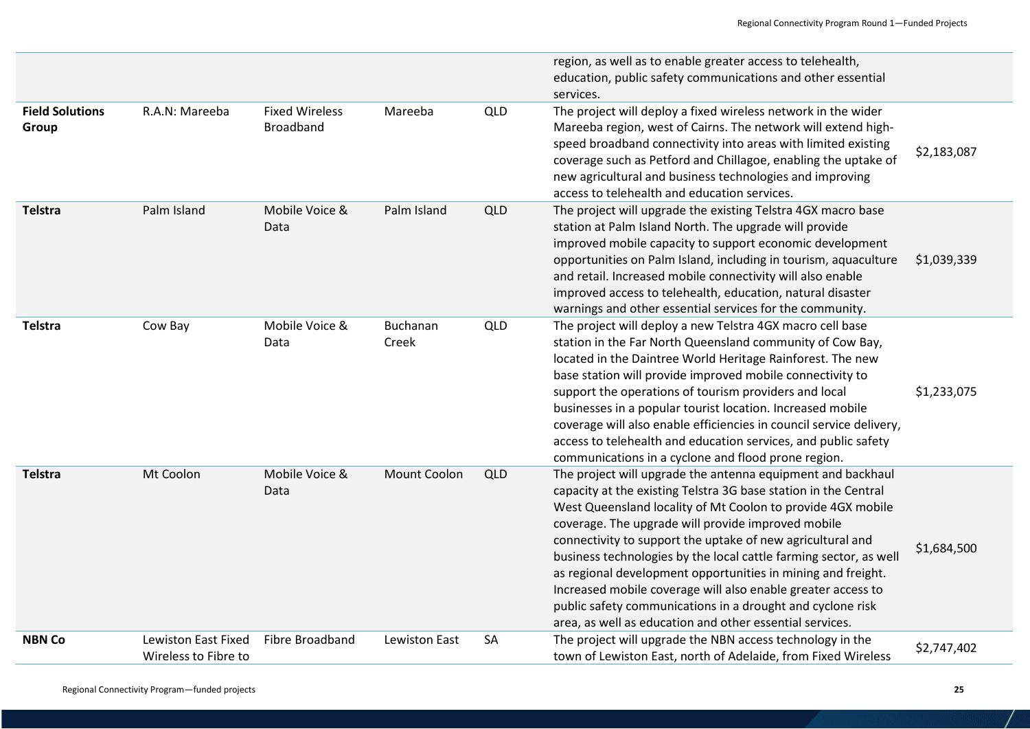| | | | | | | |
|---|---|---|---|---|---|---|
| | | | | | region, as well as to enable greater access to telehealth, education, public safety communications and other essential services. | |
| **Field Solutions Group** | R.A.N: Mareeba | Fixed Wireless Broadband | Mareeba | QLD | The project will deploy a fixed wireless network in the wider Mareeba region, west of Cairns. The network will extend high-speed broadband connectivity into areas with limited existing coverage such as Petford and Chillagoe, enabling the uptake of new agricultural and business technologies and improving access to telehealth and education services. | $2,183,087 |
| **Telstra** | Palm Island | Mobile Voice & Data | Palm Island | QLD | The project will upgrade the existing Telstra 4GX macro base station at Palm Island North. The upgrade will provide improved mobile capacity to support economic development opportunities on Palm Island, including in tourism, aquaculture and retail. Increased mobile connectivity will also enable improved access to telehealth, education, natural disaster warnings and other essential services for the community. | $1,039,339 |
| **Telstra** | Cow Bay | Mobile Voice & Data | Buchanan Creek | QLD | The project will deploy a new Telstra 4GX macro cell base station in the Far North Queensland community of Cow Bay, located in the Daintree World Heritage Rainforest. The new base station will provide improved mobile connectivity to support the operations of tourism providers and local businesses in a popular tourist location. Increased mobile coverage will also enable efficiencies in council service delivery, access to telehealth and education services, and public safety communications in a cyclone and flood prone region. | $1,233,075 |
| **Telstra** | Mt Coolon | Mobile Voice & Data | Mount Coolon | QLD | The project will upgrade the antenna equipment and backhaul capacity at the existing Telstra 3G base station in the Central West Queensland locality of Mt Coolon to provide 4GX mobile coverage. The upgrade will provide improved mobile connectivity to support the uptake of new agricultural and business technologies by the local cattle farming sector, as well as regional development opportunities in mining and freight. Increased mobile coverage will also enable greater access to public safety communications in a drought and cyclone risk area, as well as education and other essential services. | $1,684,500 |
| **NBN Co** | Lewiston East Fixed Wireless to Fibre to | Fibre Broadband | Lewiston East | SA | The project will upgrade the NBN access technology in the town of Lewiston East, north of Adelaide, from Fixed Wireless | $2,747,402 |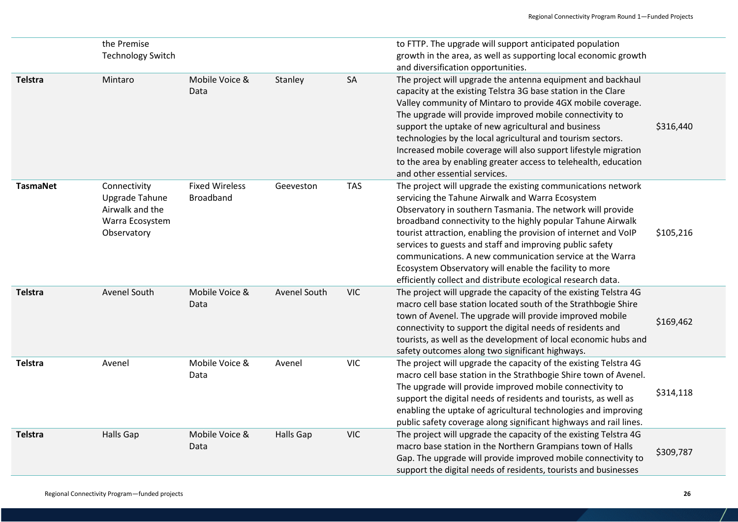| | | | | | | |
|---|---|---|---|---|---|---|
| | the Premise Technology Switch | | | | to FTTP. The upgrade will support anticipated population growth in the area, as well as supporting local economic growth and diversification opportunities. | |
| **Telstra** | Mintaro | Mobile Voice & Data | Stanley | SA | The project will upgrade the antenna equipment and backhaul capacity at the existing Telstra 3G base station in the Clare Valley community of Mintaro to provide 4GX mobile coverage. The upgrade will provide improved mobile connectivity to support the uptake of new agricultural and business technologies by the local agricultural and tourism sectors. Increased mobile coverage will also support lifestyle migration to the area by enabling greater access to telehealth, education and other essential services. | $316,440 |
| **TasmaNet** | Connectivity Upgrade Tahune Airwalk and the Warra Ecosystem Observatory | Fixed Wireless Broadband | Geeveston | TAS | The project will upgrade the existing communications network servicing the Tahune Airwalk and Warra Ecosystem Observatory in southern Tasmania. The network will provide broadband connectivity to the highly popular Tahune Airwalk tourist attraction, enabling the provision of internet and VoIP services to guests and staff and improving public safety communications. A new communication service at the Warra Ecosystem Observatory will enable the facility to more efficiently collect and distribute ecological research data. | $105,216 |
| **Telstra** | Avenel South | Mobile Voice & Data | Avenel South | VIC | The project will upgrade the capacity of the existing Telstra 4G macro cell base station located south of the Strathbogie Shire town of Avenel. The upgrade will provide improved mobile connectivity to support the digital needs of residents and tourists, as well as the development of local economic hubs and safety outcomes along two significant highways. | $169,462 |
| **Telstra** | Avenel | Mobile Voice & Data | Avenel | VIC | The project will upgrade the capacity of the existing Telstra 4G macro cell base station in the Strathbogie Shire town of Avenel. The upgrade will provide improved mobile connectivity to support the digital needs of residents and tourists, as well as enabling the uptake of agricultural technologies and improving public safety coverage along significant highways and rail lines. | $314,118 |
| **Telstra** | Halls Gap | Mobile Voice & Data | Halls Gap | VIC | The project will upgrade the capacity of the existing Telstra 4G macro base station in the Northern Grampians town of Halls Gap. The upgrade will provide improved mobile connectivity to support the digital needs of residents, tourists and businesses | $309,787 |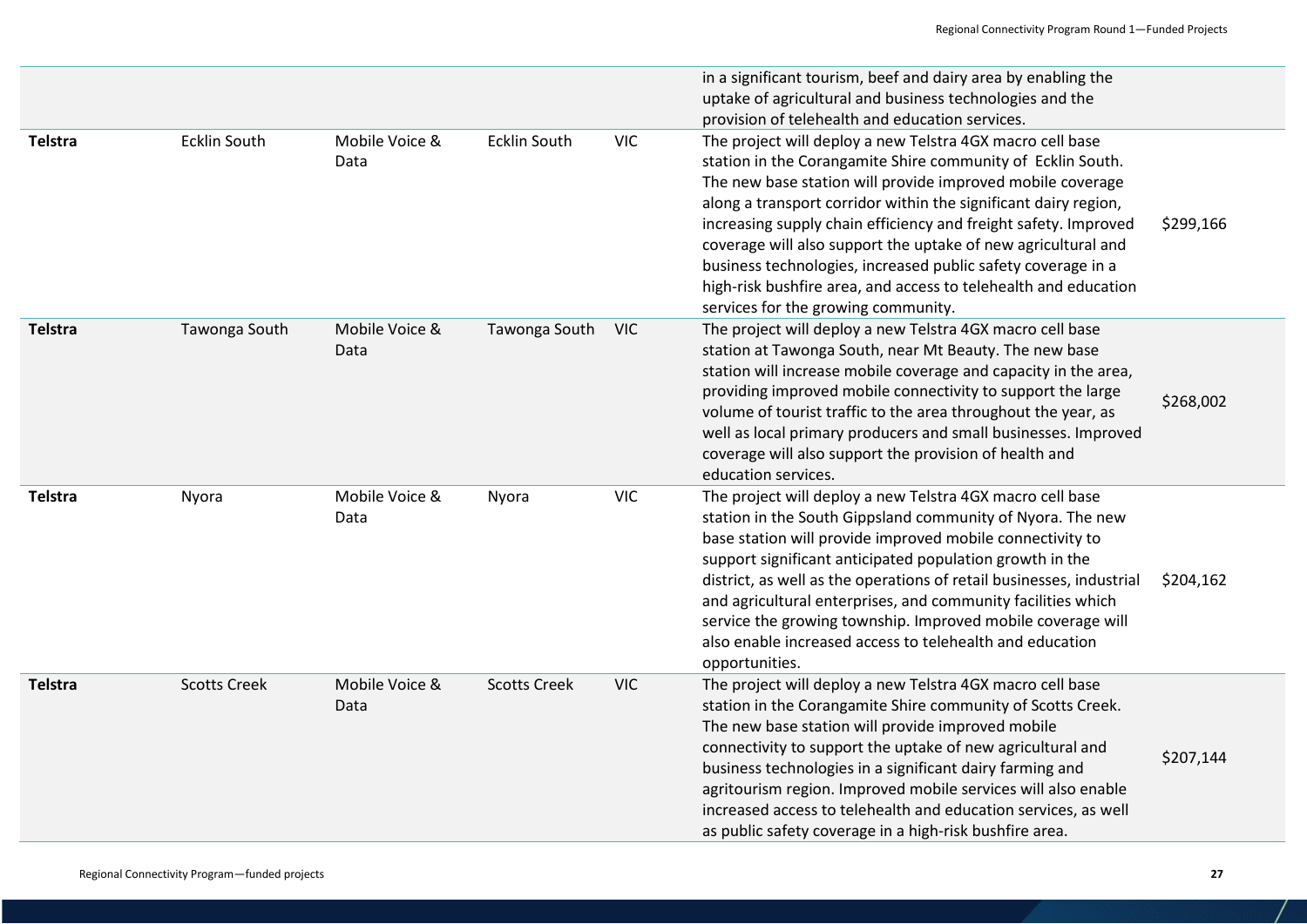| | | | | | | |
|---|---|---|---|---|---|---|
| | | | | | in a significant tourism, beef and dairy area by enabling the uptake of agricultural and business technologies and the provision of telehealth and education services. | |
| **Telstra** | Ecklin South | Mobile Voice & Data | Ecklin South | VIC | The project will deploy a new Telstra 4GX macro cell base station in the Corangamite Shire community of Ecklin South. The new base station will provide improved mobile coverage along a transport corridor within the significant dairy region, increasing supply chain efficiency and freight safety. Improved coverage will also support the uptake of new agricultural and business technologies, increased public safety coverage in a high-risk bushfire area, and access to telehealth and education services for the growing community. | $299,166 |
| **Telstra** | Tawonga South | Mobile Voice & Data | Tawonga South | VIC | The project will deploy a new Telstra 4GX macro cell base station at Tawonga South, near Mt Beauty. The new base station will increase mobile coverage and capacity in the area, providing improved mobile connectivity to support the large volume of tourist traffic to the area throughout the year, as well as local primary producers and small businesses. Improved coverage will also support the provision of health and education services. | $268,002 |
| **Telstra** | Nyora | Mobile Voice & Data | Nyora | VIC | The project will deploy a new Telstra 4GX macro cell base station in the South Gippsland community of Nyora. The new base station will provide improved mobile connectivity to support significant anticipated population growth in the district, as well as the operations of retail businesses, industrial and agricultural enterprises, and community facilities which service the growing township. Improved mobile coverage will also enable increased access to telehealth and education opportunities. | $204,162 |
| **Telstra** | Scotts Creek | Mobile Voice & Data | Scotts Creek | VIC | The project will deploy a new Telstra 4GX macro cell base station in the Corangamite Shire community of Scotts Creek. The new base station will provide improved mobile connectivity to support the uptake of new agricultural and business technologies in a significant dairy farming and agritourism region. Improved mobile services will also enable increased access to telehealth and education services, as well as public safety coverage in a high-risk bushfire area. | $207,144 |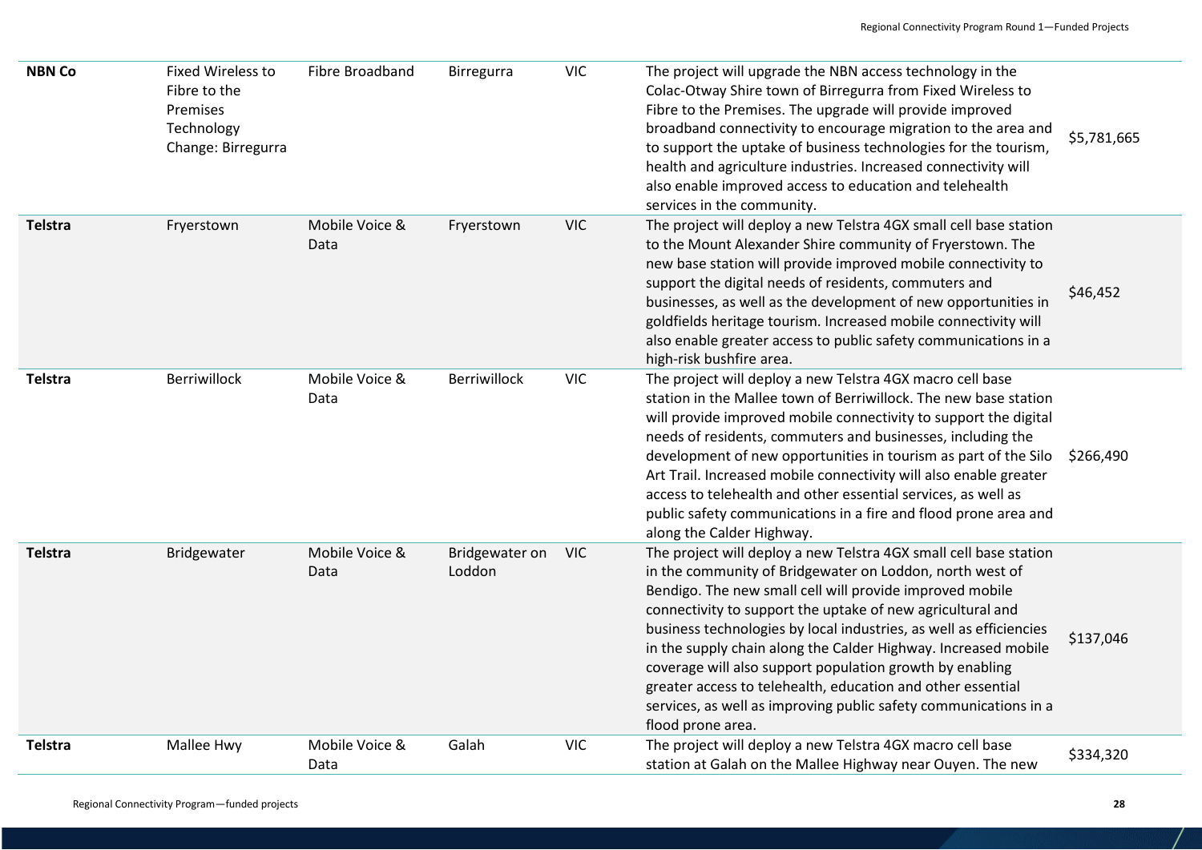| | | | | | | |
|---|---|---|---|---|---|---|
| **NBN Co** | Fixed Wireless to Fibre to the Premises Technology Change: Birregurra | Fibre Broadband | Birregurra | VIC | The project will upgrade the NBN access technology in the Colac-Otway Shire town of Birregurra from Fixed Wireless to Fibre to the Premises. The upgrade will provide improved broadband connectivity to encourage migration to the area and to support the uptake of business technologies for the tourism, health and agriculture industries. Increased connectivity will also enable improved access to education and telehealth services in the community. | $5,781,665 |
| **Telstra** | Fryerstown | Mobile Voice & Data | Fryerstown | VIC | The project will deploy a new Telstra 4GX small cell base station to the Mount Alexander Shire community of Fryerstown. The new base station will provide improved mobile connectivity to support the digital needs of residents, commuters and businesses, as well as the development of new opportunities in goldfields heritage tourism. Increased mobile connectivity will also enable greater access to public safety communications in a high-risk bushfire area. | $46,452 |
| **Telstra** | Berriwillock | Mobile Voice & Data | Berriwillock | VIC | The project will deploy a new Telstra 4GX macro cell base station in the Mallee town of Berriwillock. The new base station will provide improved mobile connectivity to support the digital needs of residents, commuters and businesses, including the development of new opportunities in tourism as part of the Silo Art Trail. Increased mobile connectivity will also enable greater access to telehealth and other essential services, as well as public safety communications in a fire and flood prone area and along the Calder Highway. | $266,490 |
| **Telstra** | Bridgewater | Mobile Voice & Data | Bridgewater on Loddon | VIC | The project will deploy a new Telstra 4GX small cell base station in the community of Bridgewater on Loddon, north west of Bendigo. The new small cell will provide improved mobile connectivity to support the uptake of new agricultural and business technologies by local industries, as well as efficiencies in the supply chain along the Calder Highway. Increased mobile coverage will also support population growth by enabling greater access to telehealth, education and other essential services, as well as improving public safety communications in a flood prone area. | $137,046 |
| **Telstra** | Mallee Hwy | Mobile Voice & Data | Galah | VIC | The project will deploy a new Telstra 4GX macro cell base station at Galah on the Mallee Highway near Ouyen. The new | $334,320 |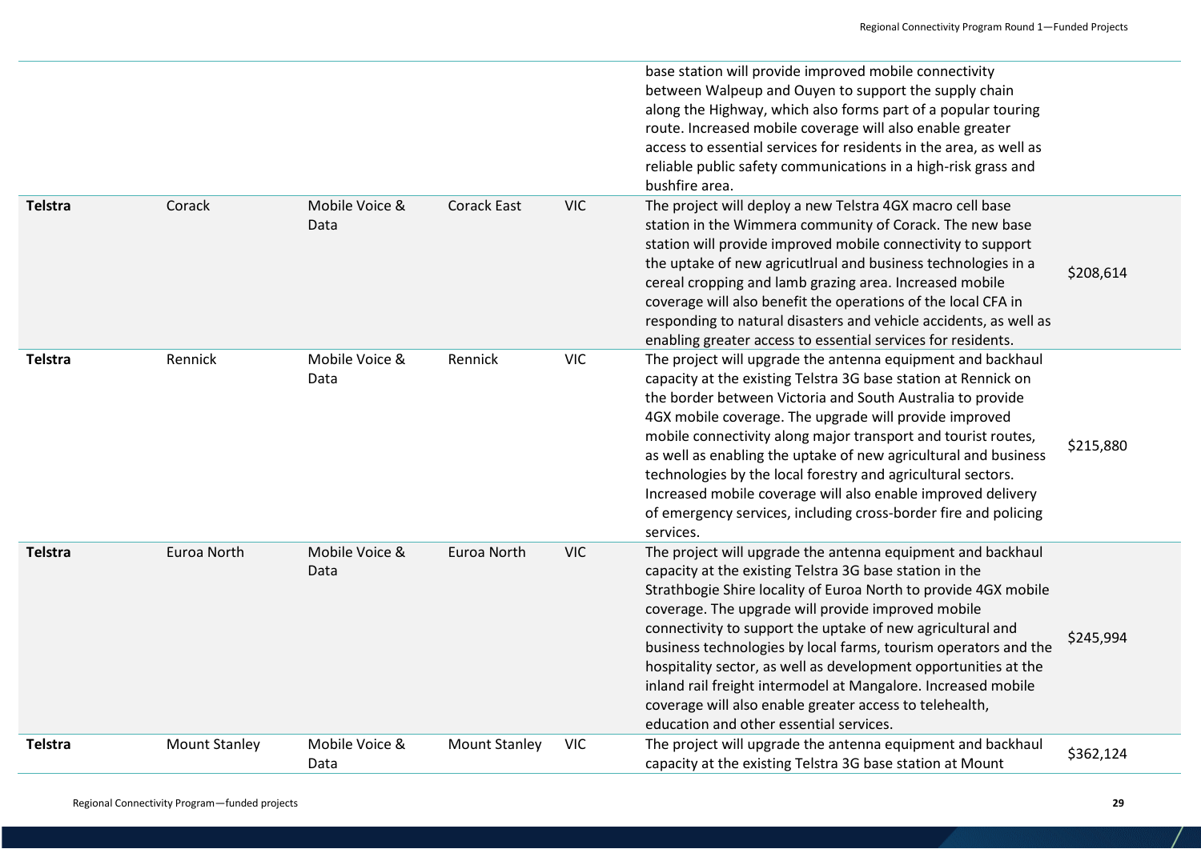| | | | | | | |
|---|---|---|---|---|---|---|
| | | | | | base station will provide improved mobile connectivity between Walpeup and Ouyen to support the supply chain along the Highway, which also forms part of a popular touring route. Increased mobile coverage will also enable greater access to essential services for residents in the area, as well as reliable public safety communications in a high-risk grass and bushfire area. | |
| **Telstra** | Corack | Mobile Voice & Data | Corack East | VIC | The project will deploy a new Telstra 4GX macro cell base station in the Wimmera community of Corack. The new base station will provide improved mobile connectivity to support the uptake of new agricutlrual and business technologies in a cereal cropping and lamb grazing area. Increased mobile coverage will also benefit the operations of the local CFA in responding to natural disasters and vehicle accidents, as well as enabling greater access to essential services for residents. | $208,614 |
| **Telstra** | Rennick | Mobile Voice & Data | Rennick | VIC | The project will upgrade the antenna equipment and backhaul capacity at the existing Telstra 3G base station at Rennick on the border between Victoria and South Australia to provide 4GX mobile coverage. The upgrade will provide improved mobile connectivity along major transport and tourist routes, as well as enabling the uptake of new agricultural and business technologies by the local forestry and agricultural sectors. Increased mobile coverage will also enable improved delivery of emergency services, including cross-border fire and policing services. | $215,880 |
| **Telstra** | Euroa North | Mobile Voice & Data | Euroa North | VIC | The project will upgrade the antenna equipment and backhaul capacity at the existing Telstra 3G base station in the Strathbogie Shire locality of Euroa North to provide 4GX mobile coverage. The upgrade will provide improved mobile connectivity to support the uptake of new agricultural and business technologies by local farms, tourism operators and the hospitality sector, as well as development opportunities at the inland rail freight intermodel at Mangalore. Increased mobile coverage will also enable greater access to telehealth, education and other essential services. | $245,994 |
| **Telstra** | Mount Stanley | Mobile Voice & Data | Mount Stanley | VIC | The project will upgrade the antenna equipment and backhaul capacity at the existing Telstra 3G base station at Mount | $362,124 |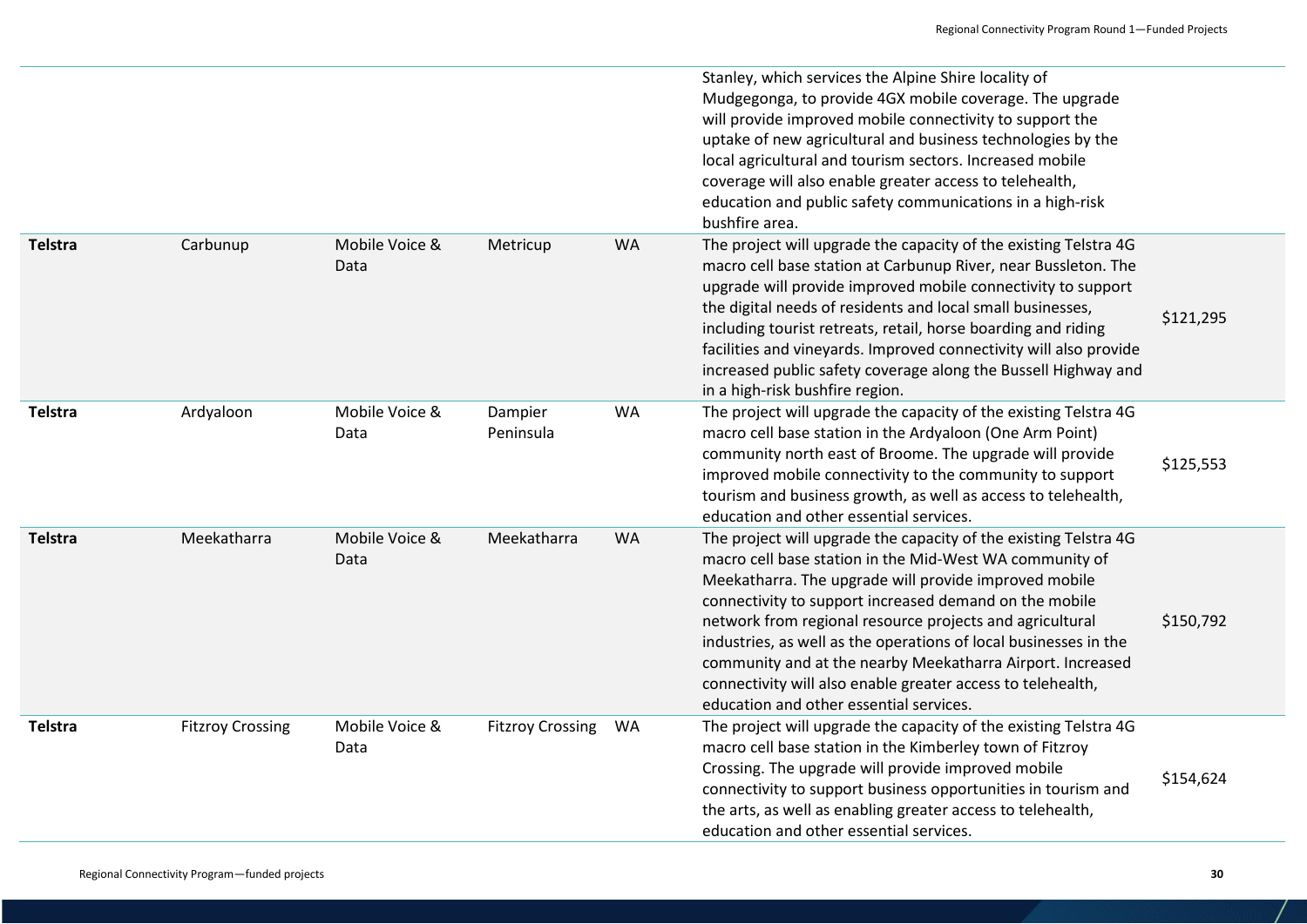| | | | | | | |
|---|---|---|---|---|---|---|
| | | | | | Stanley, which services the Alpine Shire locality of Mudgegonga, to provide 4GX mobile coverage. The upgrade will provide improved mobile connectivity to support the uptake of new agricultural and business technologies by the local agricultural and tourism sectors. Increased mobile coverage will also enable greater access to telehealth, education and public safety communications in a high-risk bushfire area. | |
| **Telstra** | Carbunup | Mobile Voice & Data | Metricup | WA | The project will upgrade the capacity of the existing Telstra 4G macro cell base station at Carbunup River, near Bussleton. The upgrade will provide improved mobile connectivity to support the digital needs of residents and local small businesses, including tourist retreats, retail, horse boarding and riding facilities and vineyards. Improved connectivity will also provide increased public safety coverage along the Bussell Highway and in a high-risk bushfire region. | $121,295 |
| **Telstra** | Ardyaloon | Mobile Voice & Data | Dampier Peninsula | WA | The project will upgrade the capacity of the existing Telstra 4G macro cell base station in the Ardyaloon (One Arm Point) community north east of Broome. The upgrade will provide improved mobile connectivity to the community to support tourism and business growth, as well as access to telehealth, education and other essential services. | $125,553 |
| **Telstra** | Meekatharra | Mobile Voice & Data | Meekatharra | WA | The project will upgrade the capacity of the existing Telstra 4G macro cell base station in the Mid-West WA community of Meekatharra. The upgrade will provide improved mobile connectivity to support increased demand on the mobile network from regional resource projects and agricultural industries, as well as the operations of local businesses in the community and at the nearby Meekatharra Airport. Increased connectivity will also enable greater access to telehealth, education and other essential services. | $150,792 |
| **Telstra** | Fitzroy Crossing | Mobile Voice & Data | Fitzroy Crossing | WA | The project will upgrade the capacity of the existing Telstra 4G macro cell base station in the Kimberley town of Fitzroy Crossing. The upgrade will provide improved mobile connectivity to support business opportunities in tourism and the arts, as well as enabling greater access to telehealth, education and other essential services. | $154,624 |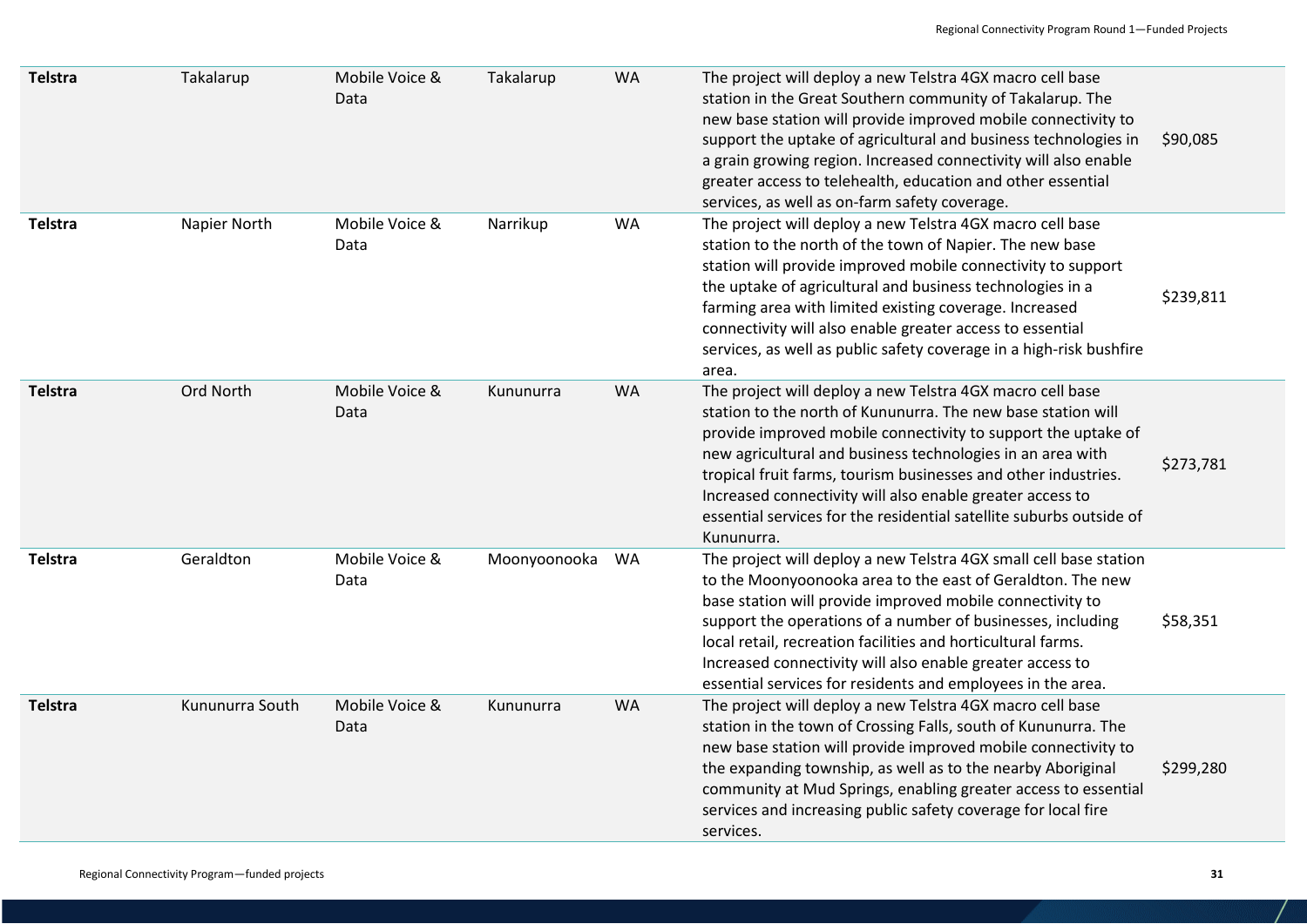| | | | | | | |
|---|---|---|---|---|---|---|
| **Telstra** | Takalarup | Mobile Voice & Data | Takalarup | WA | The project will deploy a new Telstra 4GX macro cell base station in the Great Southern community of Takalarup. The new base station will provide improved mobile connectivity to support the uptake of agricultural and business technologies in a grain growing region. Increased connectivity will also enable greater access to telehealth, education and other essential services, as well as on-farm safety coverage. | $90,085 |
| **Telstra** | Napier North | Mobile Voice & Data | Narrikup | WA | The project will deploy a new Telstra 4GX macro cell base station to the north of the town of Napier. The new base station will provide improved mobile connectivity to support the uptake of agricultural and business technologies in a farming area with limited existing coverage. Increased connectivity will also enable greater access to essential services, as well as public safety coverage in a high-risk bushfire area. | $239,811 |
| **Telstra** | Ord North | Mobile Voice & Data | Kununurra | WA | The project will deploy a new Telstra 4GX macro cell base station to the north of Kununurra. The new base station will provide improved mobile connectivity to support the uptake of new agricultural and business technologies in an area with tropical fruit farms, tourism businesses and other industries. Increased connectivity will also enable greater access to essential services for the residential satellite suburbs outside of Kununurra. | $273,781 |
| **Telstra** | Geraldton | Mobile Voice & Data | Moonyoonooka | WA | The project will deploy a new Telstra 4GX small cell base station to the Moonyoonooka area to the east of Geraldton. The new base station will provide improved mobile connectivity to support the operations of a number of businesses, including local retail, recreation facilities and horticultural farms. Increased connectivity will also enable greater access to essential services for residents and employees in the area. | $58,351 |
| **Telstra** | Kununurra South | Mobile Voice & Data | Kununurra | WA | The project will deploy a new Telstra 4GX macro cell base station in the town of Crossing Falls, south of Kununurra. The new base station will provide improved mobile connectivity to the expanding township, as well as to the nearby Aboriginal community at Mud Springs, enabling greater access to essential services and increasing public safety coverage for local fire services. | $299,280 |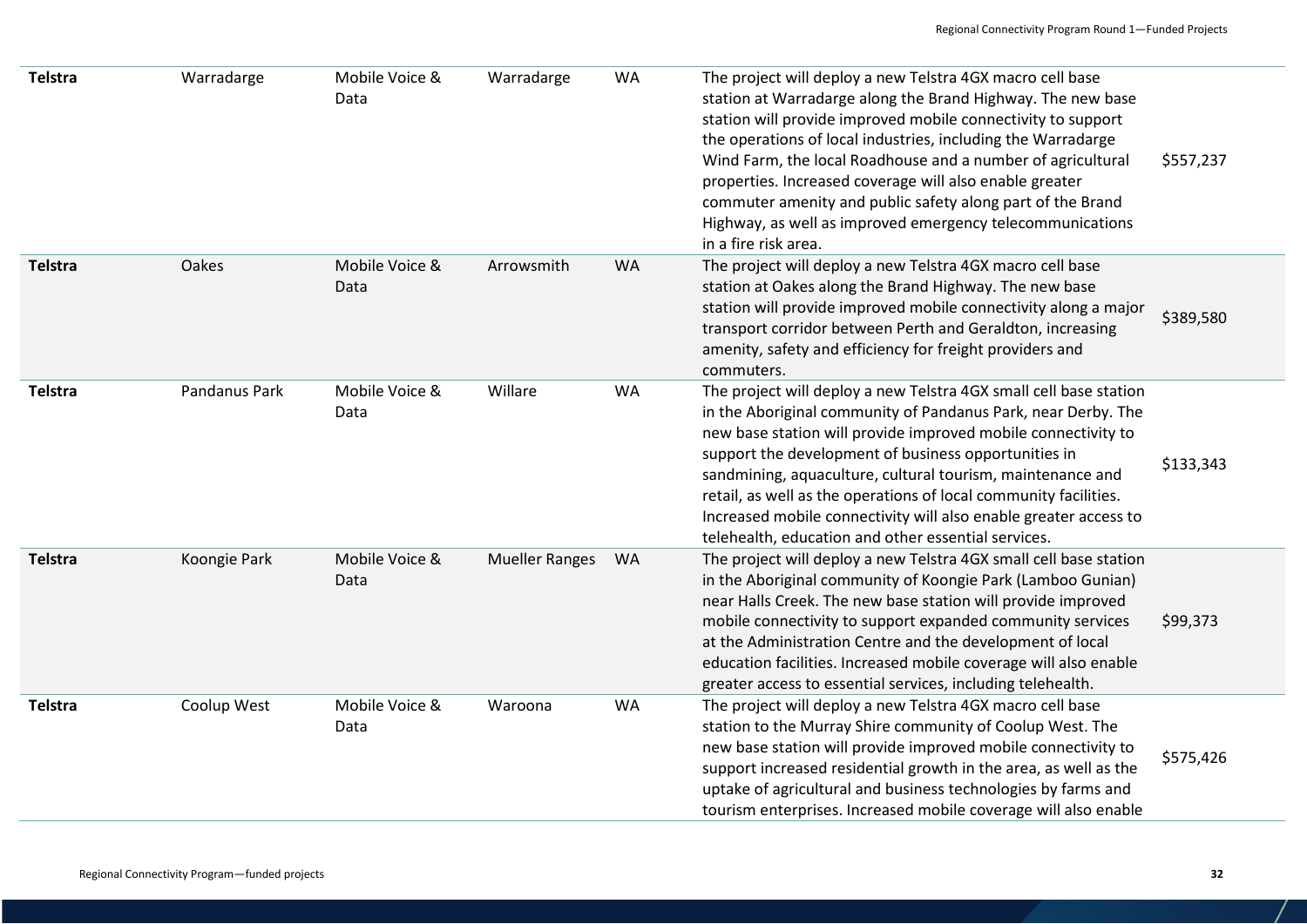| | | | | | | |
|---|---|---|---|---|---|---|
| **Telstra** | Warradarge | Mobile Voice & Data | Warradarge | WA | The project will deploy a new Telstra 4GX macro cell base station at Warradarge along the Brand Highway. The new base station will provide improved mobile connectivity to support the operations of local industries, including the Warradarge Wind Farm, the local Roadhouse and a number of agricultural properties. Increased coverage will also enable greater commuter amenity and public safety along part of the Brand Highway, as well as improved emergency telecommunications in a fire risk area. | $557,237 |
| **Telstra** | Oakes | Mobile Voice & Data | Arrowsmith | WA | The project will deploy a new Telstra 4GX macro cell base station at Oakes along the Brand Highway. The new base station will provide improved mobile connectivity along a major transport corridor between Perth and Geraldton, increasing amenity, safety and efficiency for freight providers and commuters. | $389,580 |
| **Telstra** | Pandanus Park | Mobile Voice & Data | Willare | WA | The project will deploy a new Telstra 4GX small cell base station in the Aboriginal community of Pandanus Park, near Derby. The new base station will provide improved mobile connectivity to support the development of business opportunities in sandmining, aquaculture, cultural tourism, maintenance and retail, as well as the operations of local community facilities. Increased mobile connectivity will also enable greater access to telehealth, education and other essential services. | $133,343 |
| **Telstra** | Koongie Park | Mobile Voice & Data | Mueller Ranges | WA | The project will deploy a new Telstra 4GX small cell base station in the Aboriginal community of Koongie Park (Lamboo Gunian) near Halls Creek. The new base station will provide improved mobile connectivity to support expanded community services at the Administration Centre and the development of local education facilities. Increased mobile coverage will also enable greater access to essential services, including telehealth. | $99,373 |
| **Telstra** | Coolup West | Mobile Voice & Data | Waroona | WA | The project will deploy a new Telstra 4GX macro cell base station to the Murray Shire community of Coolup West. The new base station will provide improved mobile connectivity to support increased residential growth in the area, as well as the uptake of agricultural and business technologies by farms and tourism enterprises. Increased mobile coverage will also enable | $575,426 |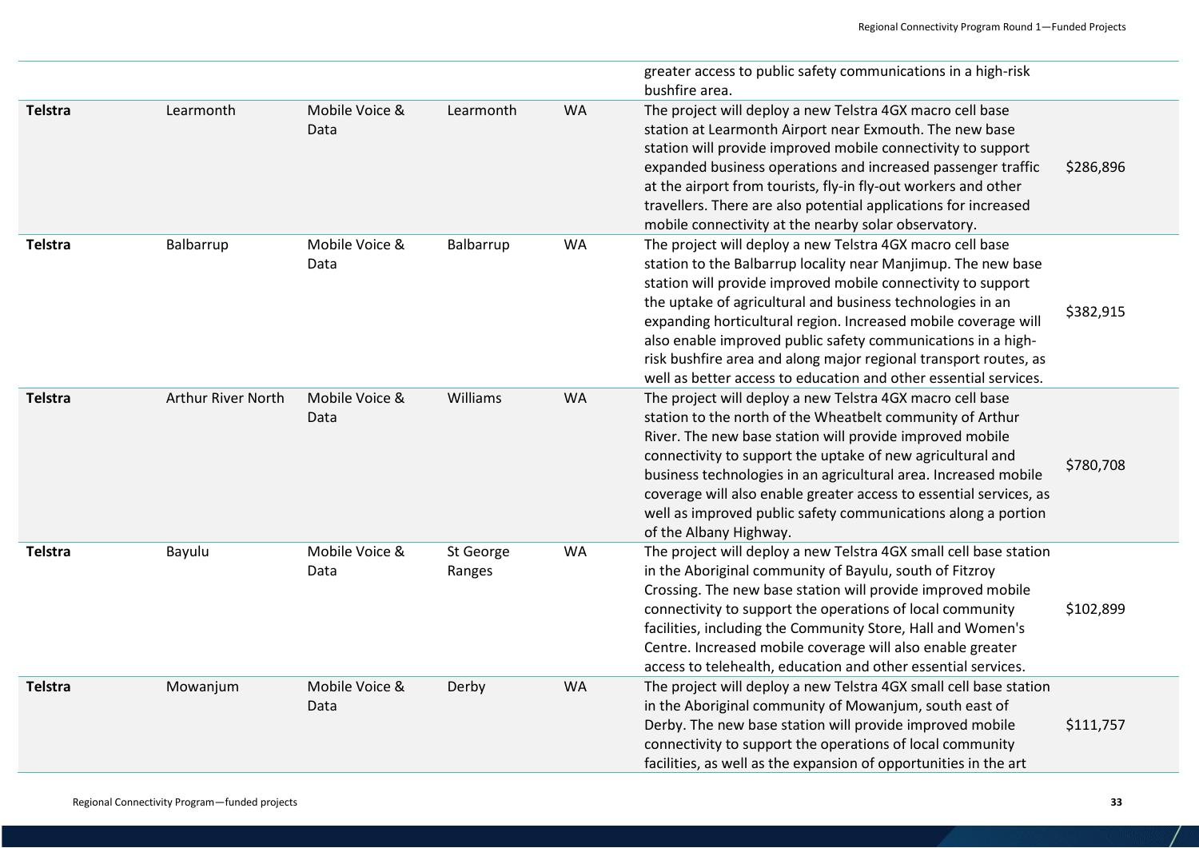| | | | | | | |
|---|---|---|---|---|---|---|
| | | | | | greater access to public safety communications in a high-risk bushfire area. | |
| **Telstra** | Learmonth | Mobile Voice & Data | Learmonth | WA | The project will deploy a new Telstra 4GX macro cell base station at Learmonth Airport near Exmouth. The new base station will provide improved mobile connectivity to support expanded business operations and increased passenger traffic at the airport from tourists, fly-in fly-out workers and other travellers. There are also potential applications for increased mobile connectivity at the nearby solar observatory. | $286,896 |
| **Telstra** | Balbarrup | Mobile Voice & Data | Balbarrup | WA | The project will deploy a new Telstra 4GX macro cell base station to the Balbarrup locality near Manjimup. The new base station will provide improved mobile connectivity to support the uptake of agricultural and business technologies in an expanding horticultural region. Increased mobile coverage will also enable improved public safety communications in a high-risk bushfire area and along major regional transport routes, as well as better access to education and other essential services. | $382,915 |
| **Telstra** | Arthur River North | Mobile Voice & Data | Williams | WA | The project will deploy a new Telstra 4GX macro cell base station to the north of the Wheatbelt community of Arthur River. The new base station will provide improved mobile connectivity to support the uptake of new agricultural and business technologies in an agricultural area. Increased mobile coverage will also enable greater access to essential services, as well as improved public safety communications along a portion of the Albany Highway. | $780,708 |
| **Telstra** | Bayulu | Mobile Voice & Data | St George Ranges | WA | The project will deploy a new Telstra 4GX small cell base station in the Aboriginal community of Bayulu, south of Fitzroy Crossing. The new base station will provide improved mobile connectivity to support the operations of local community facilities, including the Community Store, Hall and Women's Centre. Increased mobile coverage will also enable greater access to telehealth, education and other essential services. | $102,899 |
| **Telstra** | Mowanjum | Mobile Voice & Data | Derby | WA | The project will deploy a new Telstra 4GX small cell base station in the Aboriginal community of Mowanjum, south east of Derby. The new base station will provide improved mobile connectivity to support the operations of local community facilities, as well as the expansion of opportunities in the art | $111,757 |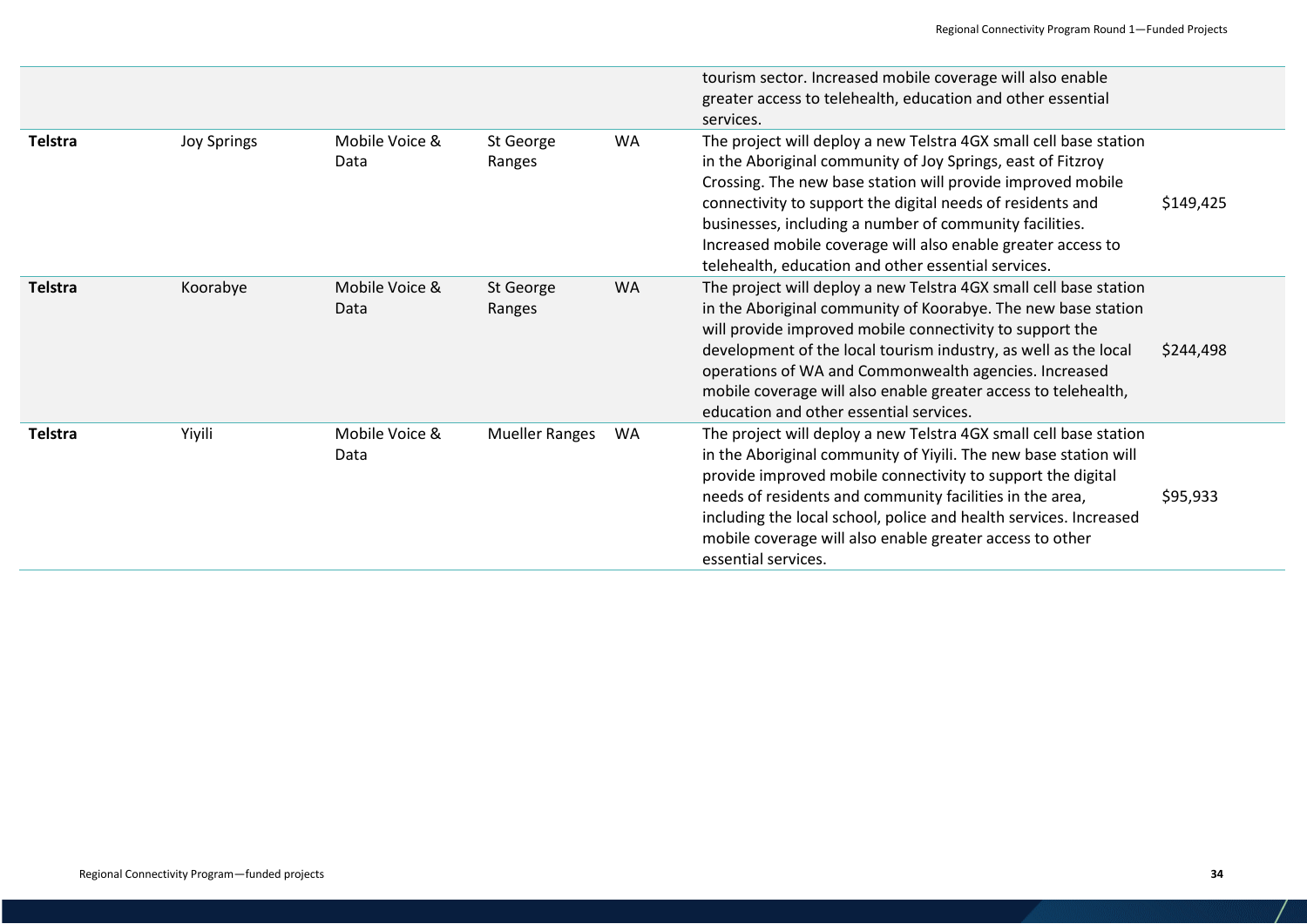| | | | | | | |
|---|---|---|---|---|---|---|
| | | | | | tourism sector. Increased mobile coverage will also enable greater access to telehealth, education and other essential services. | |
| **Telstra** | Joy Springs | Mobile Voice & Data | St George Ranges | WA | The project will deploy a new Telstra 4GX small cell base station in the Aboriginal community of Joy Springs, east of Fitzroy Crossing. The new base station will provide improved mobile connectivity to support the digital needs of residents and businesses, including a number of community facilities. Increased mobile coverage will also enable greater access to telehealth, education and other essential services. | $149,425 |
| **Telstra** | Koorabye | Mobile Voice & Data | St George Ranges | WA | The project will deploy a new Telstra 4GX small cell base station in the Aboriginal community of Koorabye. The new base station will provide improved mobile connectivity to support the development of the local tourism industry, as well as the local operations of WA and Commonwealth agencies. Increased mobile coverage will also enable greater access to telehealth, education and other essential services. | $244,498 |
| **Telstra** | Yiyili | Mobile Voice & Data | Mueller Ranges | WA | The project will deploy a new Telstra 4GX small cell base station in the Aboriginal community of Yiyili. The new base station will provide improved mobile connectivity to support the digital needs of residents and community facilities in the area, including the local school, police and health services. Increased mobile coverage will also enable greater access to other essential services. | $95,933 |